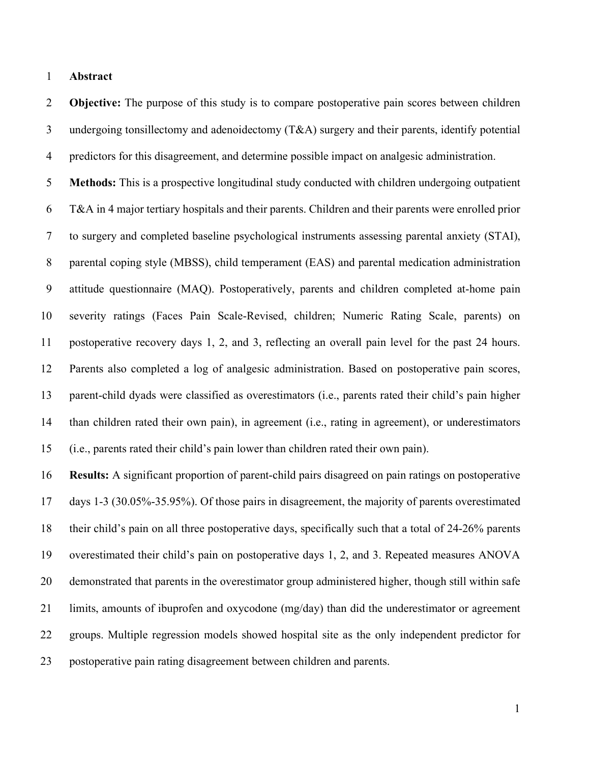# Abstract

**Objective:** The purpose of this study is to compare postoperative pain scores between children undergoing tonsillectomy and adenoidectomy (T&A) surgery and their parents, identify potential predictors for this disagreement, and determine possible impact on analgesic administration.

**Methods:** This is a prospective longitudinal study conducted with children undergoing outpatient T&A in 4 major tertiary hospitals and their parents. Children and their parents were enrolled prior to surgery and completed baseline psychological instruments assessing parental anxiety (STAI), parental coping style (MBSS), child temperament (EAS) and parental medication administration attitude questionnaire (MAQ). Postoperatively, parents and children completed at-home pain severity ratings (Faces Pain Scale-Revised, children; Numeric Rating Scale, parents) on postoperative recovery days 1, 2, and 3, reflecting an overall pain level for the past 24 hours. Parents also completed a log of analgesic administration. Based on postoperative pain scores, parent-child dyads were classified as overestimators (i.e., parents rated their child's pain higher than children rated their own pain), in agreement (i.e., rating in agreement), or underestimators (i.e., parents rated their child's pain lower than children rated their own pain).

**Results:** A significant proportion of parent-child pairs disagreed on pain ratings on postoperative days 1-3 (30.05%-35.95%). Of those pairs in disagreement, the majority of parents overestimated their child's pain on all three postoperative days, specifically such that a total of 24-26% parents overestimated their child's pain on postoperative days 1, 2, and 3. Repeated measures ANOVA demonstrated that parents in the overestimator group administered higher, though still within safe limits, amounts of ibuprofen and oxycodone (mg/day) than did the underestimator or agreement groups. Multiple regression models showed hospital site as the only independent predictor for postoperative pain rating disagreement between children and parents.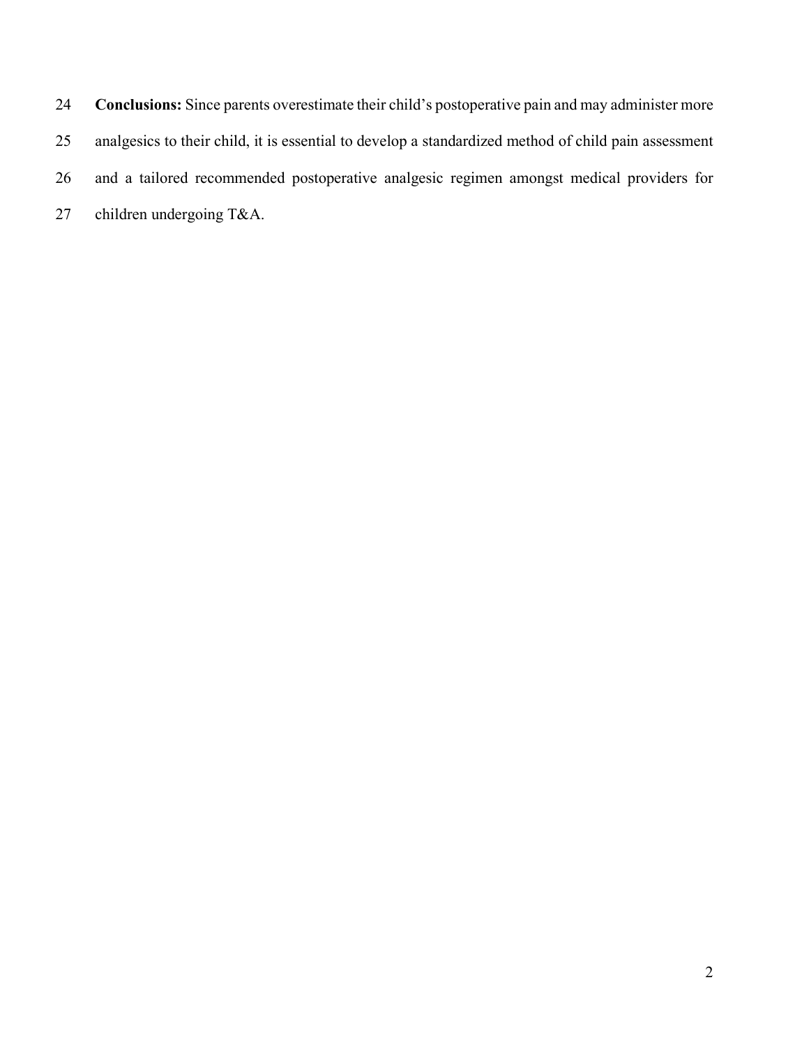**Conclusions:** Since parents overestimate their child's postoperative pain and may administer more analgesics to their child, it is essential to develop a standardized method of child pain assessment and a tailored recommended postoperative analgesic regimen amongst medical providers for children undergoing T&A.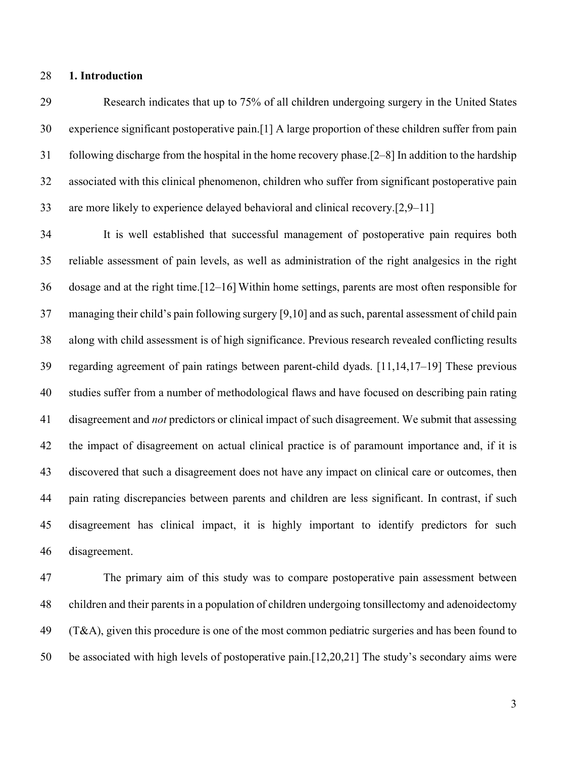## 1. Introduction

Research indicates that up to 75% of all children undergoing surgery in the United States experience significant postoperative pain.[1] A large proportion of these children suffer from pain following discharge from the hospital in the home recovery phase.[2–8] In addition to the hardship associated with this clinical phenomenon, children who suffer from significant postoperative pain are more likely to experience delayed behavioral and clinical recovery.[2,9–11]

It is well established that successful management of postoperative pain requires both reliable assessment of pain levels, as well as administration of the right analgesics in the right dosage and at the right time.[12–16] Within home settings, parents are most often responsible for managing their child's pain following surgery [9,10] and as such, parental assessment of child pain along with child assessment is of high significance. Previous research revealed conflicting results regarding agreement of pain ratings between parent-child dyads. [11,14,17–19] These previous studies suffer from a number of methodological flaws and have focused on describing pain rating disagreement and *not* predictors or clinical impact of such disagreement. We submit that assessing the impact of disagreement on actual clinical practice is of paramount importance and, if it is discovered that such a disagreement does not have any impact on clinical care or outcomes, then pain rating discrepancies between parents and children are less significant. In contrast, if such disagreement has clinical impact, it is highly important to identify predictors for such disagreement.

The primary aim of this study was to compare postoperative pain assessment between children and their parents in a population of children undergoing tonsillectomy and adenoidectomy (T&A), given this procedure is one of the most common pediatric surgeries and has been found to be associated with high levels of postoperative pain.[12,20,21] The study's secondary aims were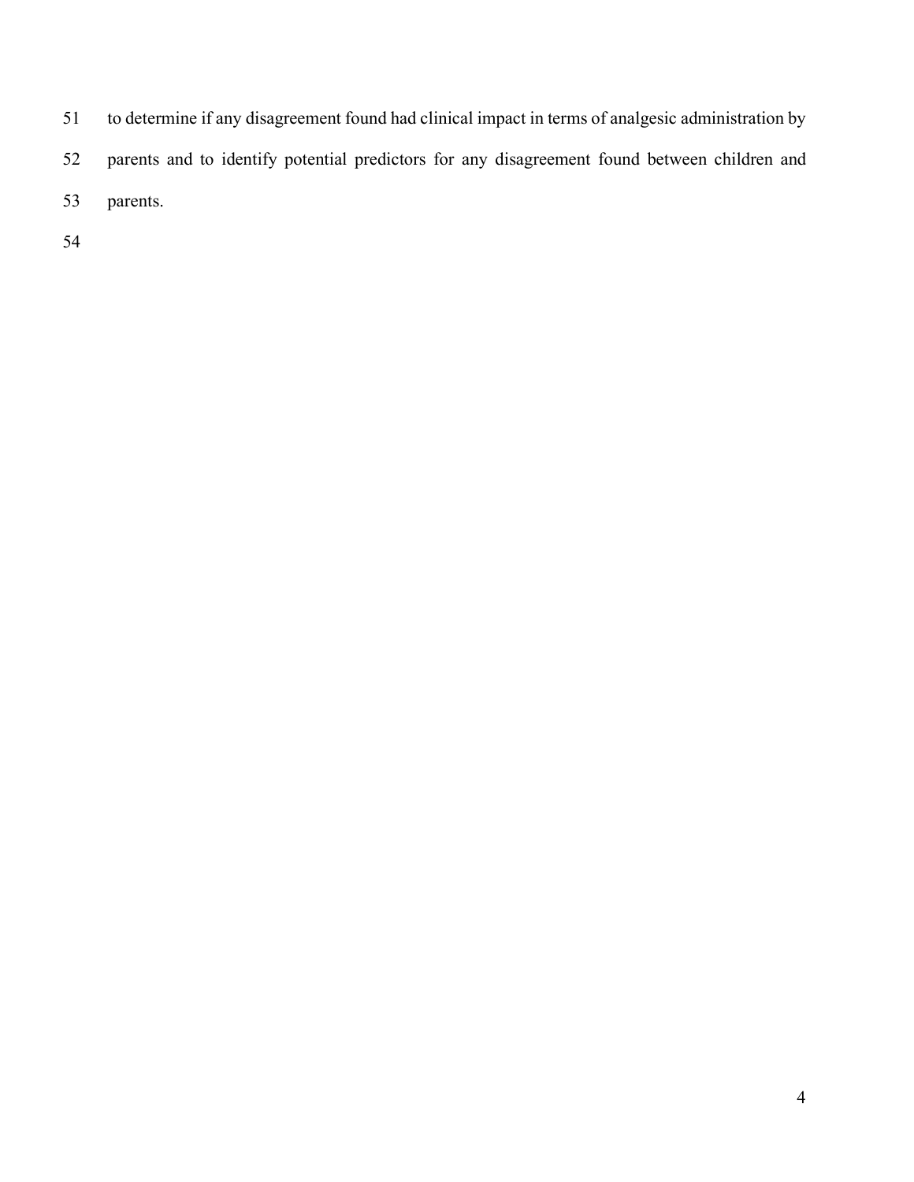to determine if any disagreement found had clinical impact in terms of analgesic administration by parents and to identify potential predictors for any disagreement found between children and parents.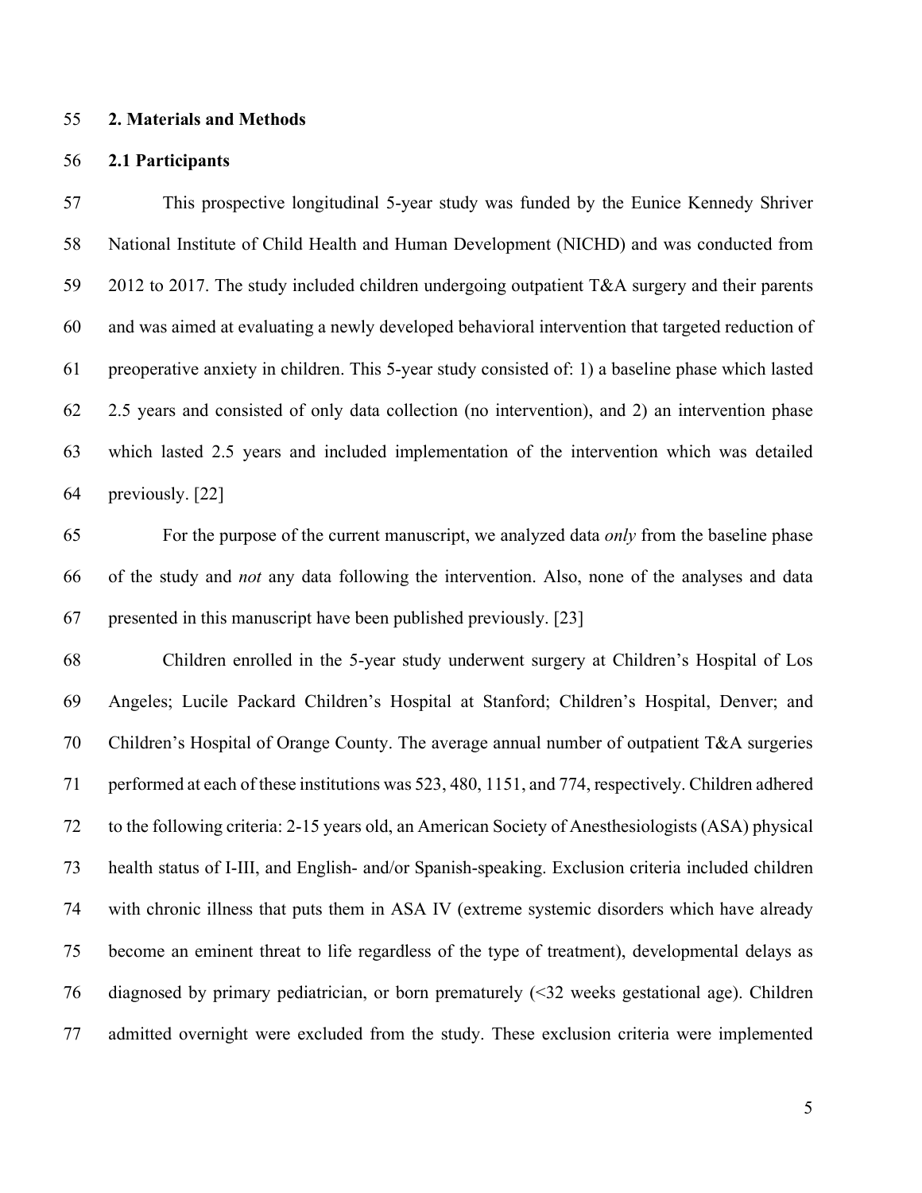## 2. Materials and Methods

### 2.1 Participants

This prospective longitudinal 5-year study was funded by the Eunice Kennedy Shriver National Institute of Child Health and Human Development (NICHD) and was conducted from 2012 to 2017. The study included children undergoing outpatient T&A surgery and their parents and was aimed at evaluating a newly developed behavioral intervention that targeted reduction of preoperative anxiety in children. This 5-year study consisted of: 1) a baseline phase which lasted 2.5 years and consisted of only data collection (no intervention), and 2) an intervention phase which lasted 2.5 years and included implementation of the intervention which was detailed previously. [22]

For the purpose of the current manuscript, we analyzed data *only* from the baseline phase of the study and *not* any data following the intervention. Also, none of the analyses and data presented in this manuscript have been published previously. [23]

Children enrolled in the 5-year study underwent surgery at Children's Hospital of Los Angeles; Lucile Packard Children's Hospital at Stanford; Children's Hospital, Denver; and Children's Hospital of Orange County. The average annual number of outpatient T&A surgeries performed at each of these institutions was 523, 480, 1151, and 774, respectively. Children adhered to the following criteria: 2-15 years old, an American Society of Anesthesiologists (ASA) physical health status of I-III, and English- and/or Spanish-speaking. Exclusion criteria included children with chronic illness that puts them in ASA IV (extreme systemic disorders which have already become an eminent threat to life regardless of the type of treatment), developmental delays as diagnosed by primary pediatrician, or born prematurely (<32 weeks gestational age). Children admitted overnight were excluded from the study. These exclusion criteria were implemented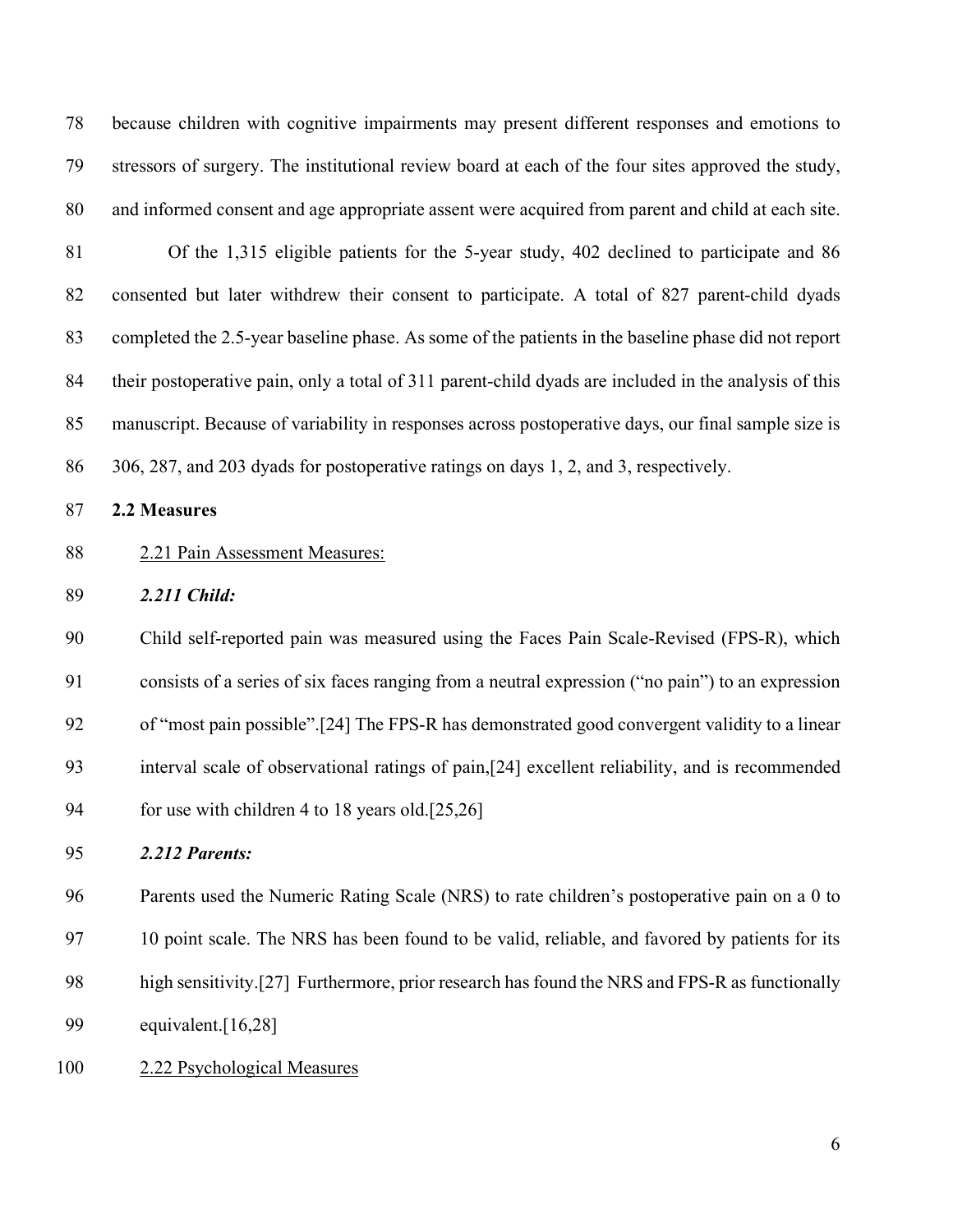because children with cognitive impairments may present different responses and emotions to stressors of surgery. The institutional review board at each of the four sites approved the study, and informed consent and age appropriate assent were acquired from parent and child at each site.

Of the 1,315 eligible patients for the 5-year study, 402 declined to participate and 86 consented but later withdrew their consent to participate. A total of 827 parent-child dyads completed the 2.5-year baseline phase. As some of the patients in the baseline phase did not report their postoperative pain, only a total of 311 parent-child dyads are included in the analysis of this manuscript. Because of variability in responses across postoperative days, our final sample size is 306, 287, and 203 dyads for postoperative ratings on days 1, 2, and 3, respectively.

## 2.2 Measures

### 2.21 Pain Assessment Measures:

#### *2.211 Child:*

Child self-reported pain was measured using the Faces Pain Scale-Revised (FPS-R), which consists of a series of six faces ranging from a neutral expression ("no pain") to an expression of "most pain possible".[24] The FPS-R has demonstrated good convergent validity to a linear interval scale of observational ratings of pain,[24] excellent reliability, and is recommended for use with children 4 to 18 years old.[25,26]

#### *2.212 Parents:*

Parents used the Numeric Rating Scale (NRS) to rate children's postoperative pain on a 0 to 10 point scale. The NRS has been found to be valid, reliable, and favored by patients for its high sensitivity.[27] Furthermore, prior research has found the NRS and FPS-R as functionally equivalent.[16,28]

### 2.22 Psychological Measures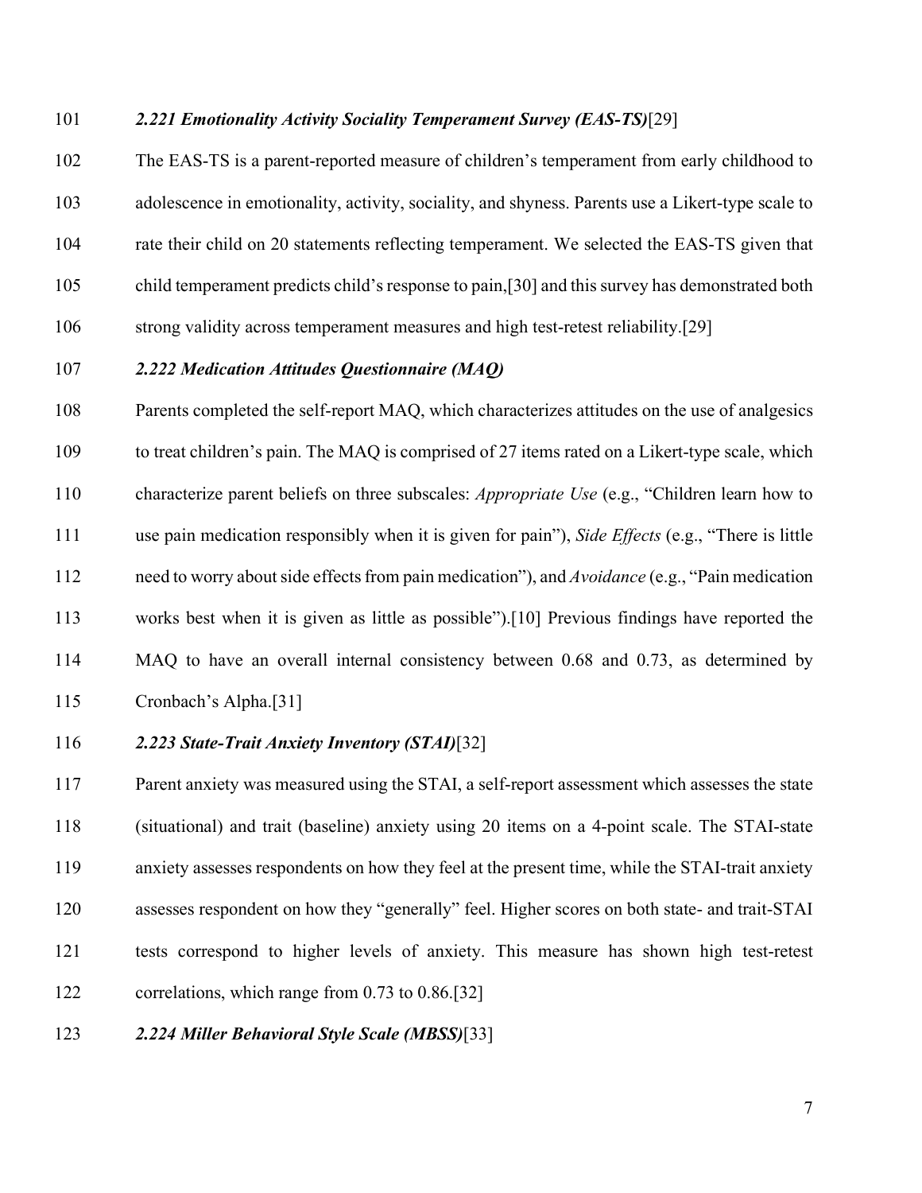#### *2.221 Emotionality Activity Sociality Temperament Survey (EAS-TS)*[29]

The EAS-TS is a parent-reported measure of children's temperament from early childhood to adolescence in emotionality, activity, sociality, and shyness. Parents use a Likert-type scale to rate their child on 20 statements reflecting temperament. We selected the EAS-TS given that child temperament predicts child's response to pain,[30] and this survey has demonstrated both strong validity across temperament measures and high test-retest reliability.[29]

#### *2.222 Medication Attitudes Questionnaire (MAQ)*

Parents completed the self-report MAQ, which characterizes attitudes on the use of analgesics to treat children's pain. The MAQ is comprised of 27 items rated on a Likert-type scale, which characterize parent beliefs on three subscales: *Appropriate Use* (e.g., "Children learn how to use pain medication responsibly when it is given for pain"), *Side Effects* (e.g., "There is little need to worry about side effects from pain medication"), and *Avoidance* (e.g., "Pain medication works best when it is given as little as possible").[10] Previous findings have reported the MAQ to have an overall internal consistency between 0.68 and 0.73, as determined by Cronbach's Alpha.[31]

#### *2.223 State-Trait Anxiety Inventory (STAI)*[32]

Parent anxiety was measured using the STAI, a self-report assessment which assesses the state (situational) and trait (baseline) anxiety using 20 items on a 4-point scale. The STAI-state anxiety assesses respondents on how they feel at the present time, while the STAI-trait anxiety assesses respondent on how they "generally" feel. Higher scores on both state- and trait-STAI tests correspond to higher levels of anxiety. This measure has shown high test-retest correlations, which range from 0.73 to 0.86.[32]

#### *2.224 Miller Behavioral Style Scale (MBSS)*[33]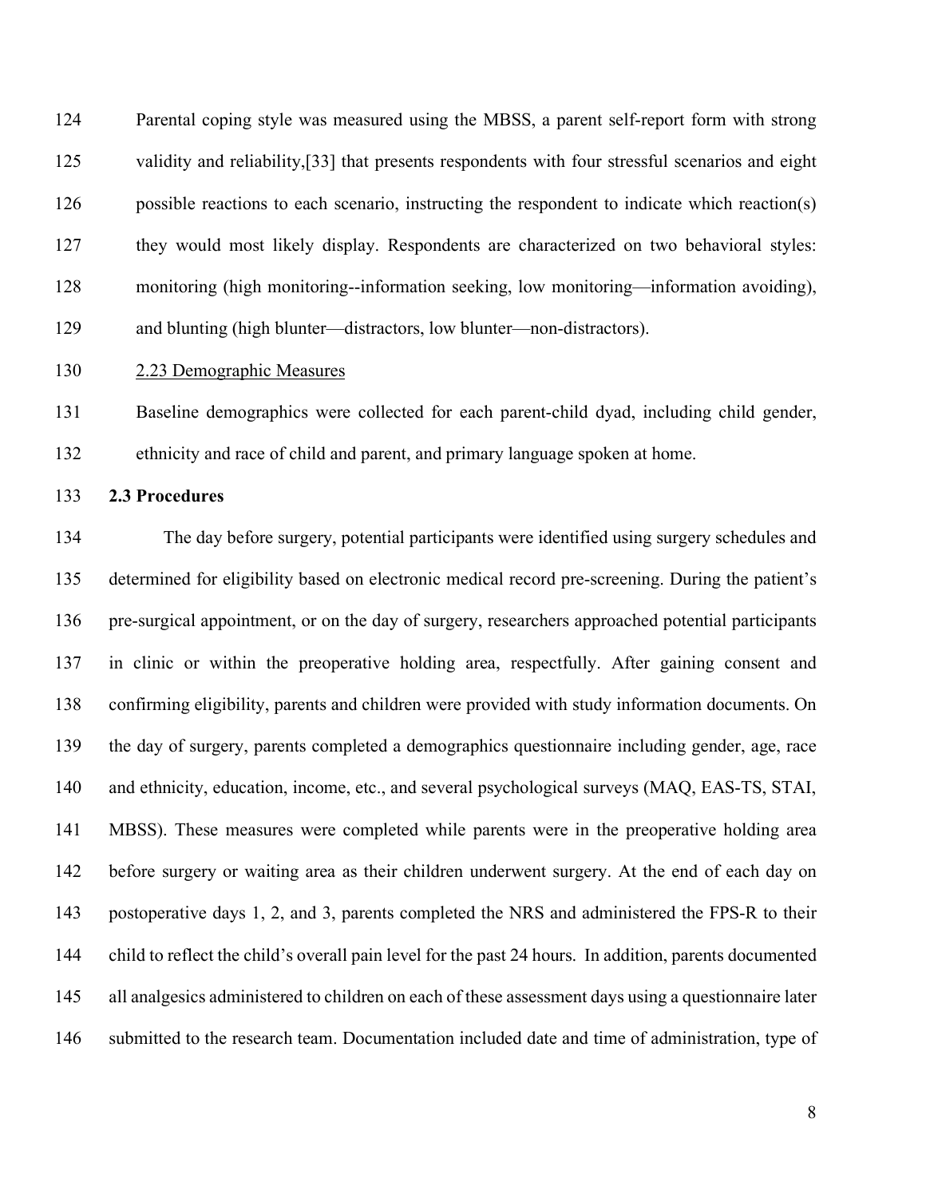Parental coping style was measured using the MBSS, a parent self-report form with strong validity and reliability,[33] that presents respondents with four stressful scenarios and eight possible reactions to each scenario, instructing the respondent to indicate which reaction(s) they would most likely display. Respondents are characterized on two behavioral styles: monitoring (high monitoring--information seeking, low monitoring—information avoiding), and blunting (high blunter—distractors, low blunter—non-distractors).

2.23 Demographic Measures

Baseline demographics were collected for each parent-child dyad, including child gender, ethnicity and race of child and parent, and primary language spoken at home.

### 2.3 Procedures

The day before surgery, potential participants were identified using surgery schedules and determined for eligibility based on electronic medical record pre-screening. During the patient's pre-surgical appointment, or on the day of surgery, researchers approached potential participants in clinic or within the preoperative holding area, respectfully. After gaining consent and confirming eligibility, parents and children were provided with study information documents. On the day of surgery, parents completed a demographics questionnaire including gender, age, race and ethnicity, education, income, etc., and several psychological surveys (MAQ, EAS-TS, STAI, MBSS). These measures were completed while parents were in the preoperative holding area before surgery or waiting area as their children underwent surgery. At the end of each day on postoperative days 1, 2, and 3, parents completed the NRS and administered the FPS-R to their child to reflect the child's overall pain level for the past 24 hours. In addition, parents documented all analgesics administered to children on each of these assessment days using a questionnaire later submitted to the research team. Documentation included date and time of administration, type of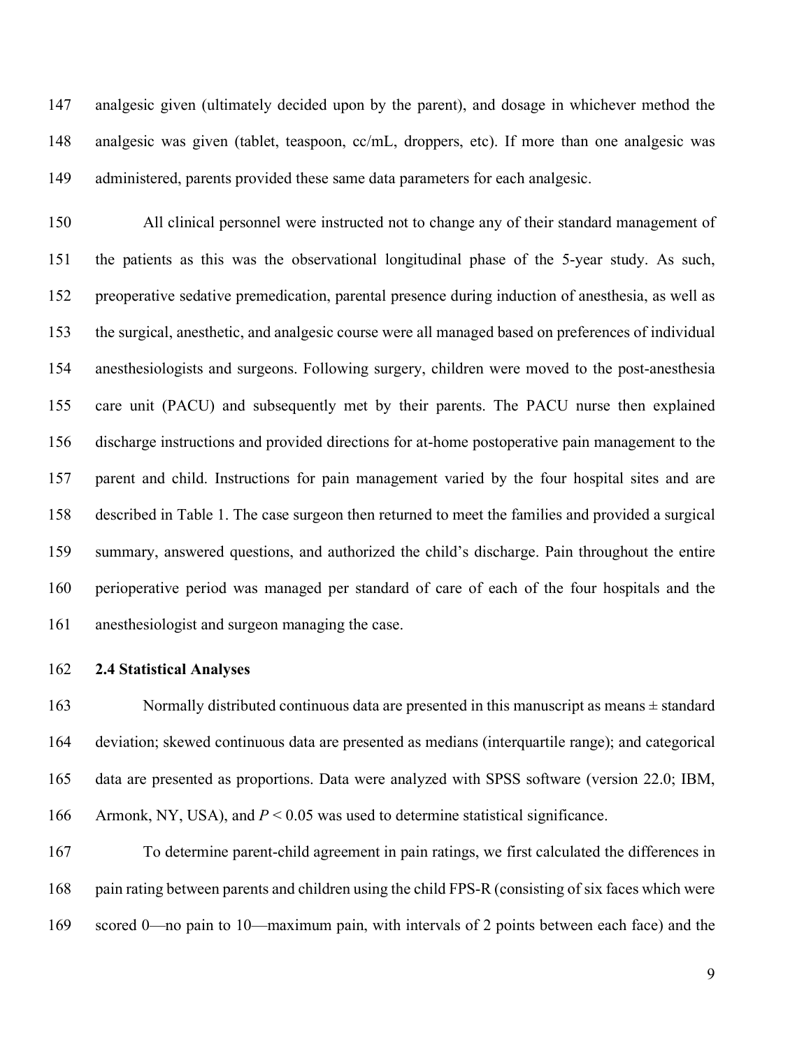analgesic given (ultimately decided upon by the parent), and dosage in whichever method the analgesic was given (tablet, teaspoon, cc/mL, droppers, etc). If more than one analgesic was administered, parents provided these same data parameters for each analgesic.

All clinical personnel were instructed not to change any of their standard management of the patients as this was the observational longitudinal phase of the 5-year study. As such, preoperative sedative premedication, parental presence during induction of anesthesia, as well as the surgical, anesthetic, and analgesic course were all managed based on preferences of individual anesthesiologists and surgeons. Following surgery, children were moved to the post-anesthesia care unit (PACU) and subsequently met by their parents. The PACU nurse then explained discharge instructions and provided directions for at-home postoperative pain management to the parent and child. Instructions for pain management varied by the four hospital sites and are described in Table 1. The case surgeon then returned to meet the families and provided a surgical summary, answered questions, and authorized the child's discharge. Pain throughout the entire perioperative period was managed per standard of care of each of the four hospitals and the anesthesiologist and surgeon managing the case.

### 2.4 Statistical Analyses

Normally distributed continuous data are presented in this manuscript as means ± standard deviation; skewed continuous data are presented as medians (interquartile range); and categorical data are presented as proportions. Data were analyzed with SPSS software (version 22.0; IBM, Armonk, NY, USA), and $P < 0.05$ was used to determine statistical significance.

To determine parent-child agreement in pain ratings, we first calculated the differences in pain rating between parents and children using the child FPS-R (consisting of six faces which were scored 0—no pain to 10—maximum pain, with intervals of 2 points between each face) and the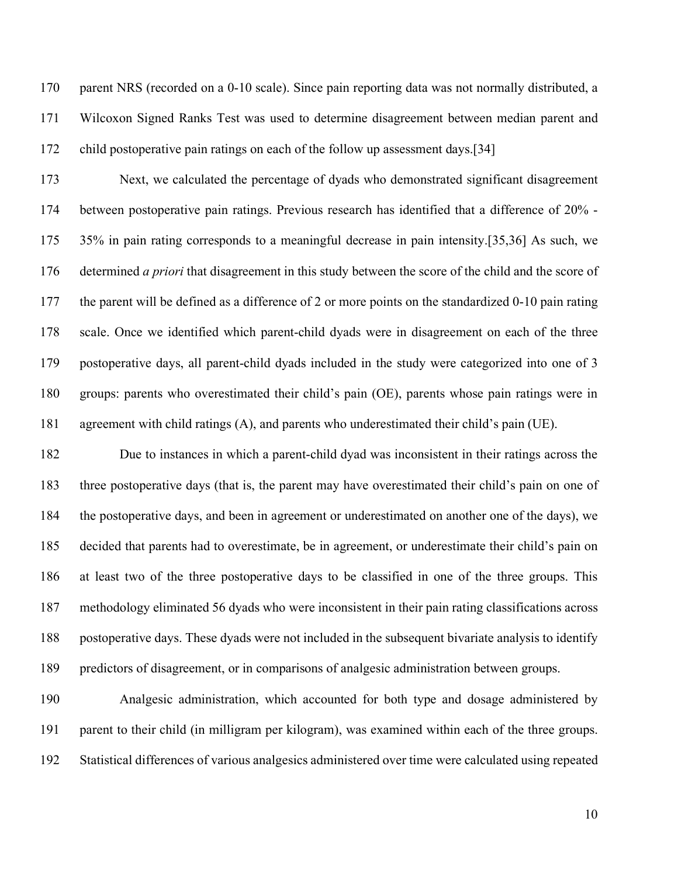parent NRS (recorded on a 0-10 scale). Since pain reporting data was not normally distributed, a Wilcoxon Signed Ranks Test was used to determine disagreement between median parent and child postoperative pain ratings on each of the follow up assessment days.[34]

Next, we calculated the percentage of dyads who demonstrated significant disagreement between postoperative pain ratings. Previous research has identified that a difference of 20% - 35% in pain rating corresponds to a meaningful decrease in pain intensity.[35,36] As such, we determined *a priori* that disagreement in this study between the score of the child and the score of the parent will be defined as a difference of 2 or more points on the standardized 0-10 pain rating scale. Once we identified which parent-child dyads were in disagreement on each of the three postoperative days, all parent-child dyads included in the study were categorized into one of 3 groups: parents who overestimated their child's pain (OE), parents whose pain ratings were in agreement with child ratings (A), and parents who underestimated their child's pain (UE).

Due to instances in which a parent-child dyad was inconsistent in their ratings across the three postoperative days (that is, the parent may have overestimated their child's pain on one of the postoperative days, and been in agreement or underestimated on another one of the days), we decided that parents had to overestimate, be in agreement, or underestimate their child's pain on at least two of the three postoperative days to be classified in one of the three groups. This methodology eliminated 56 dyads who were inconsistent in their pain rating classifications across postoperative days. These dyads were not included in the subsequent bivariate analysis to identify predictors of disagreement, or in comparisons of analgesic administration between groups.

Analgesic administration, which accounted for both type and dosage administered by parent to their child (in milligram per kilogram), was examined within each of the three groups. Statistical differences of various analgesics administered over time were calculated using repeated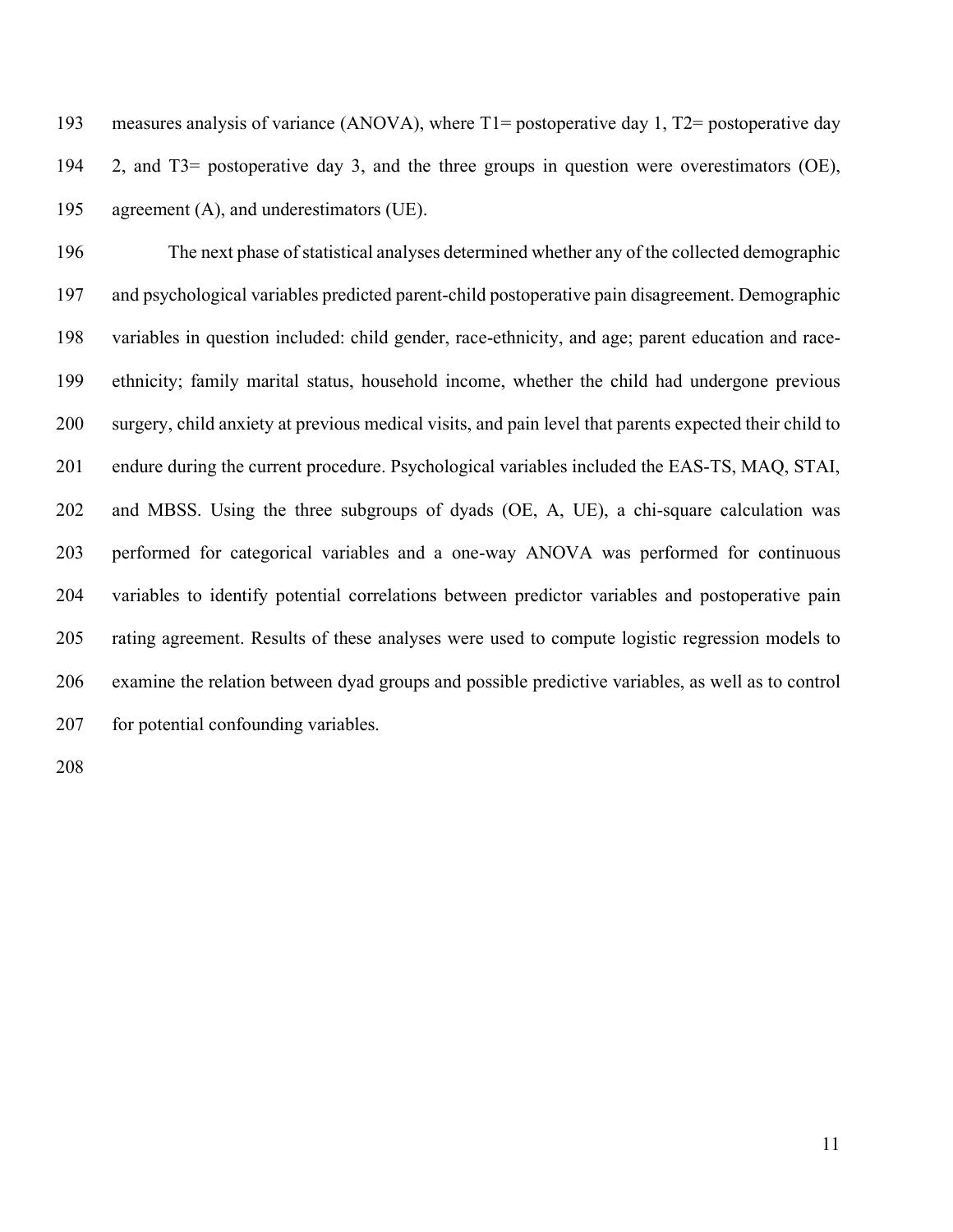measures analysis of variance (ANOVA), where T1= postoperative day 1, T2= postoperative day 2, and T3= postoperative day 3, and the three groups in question were overestimators (OE), agreement (A), and underestimators (UE).

The next phase of statistical analyses determined whether any of the collected demographic and psychological variables predicted parent-child postoperative pain disagreement. Demographic variables in question included: child gender, race-ethnicity, and age; parent education and race-ethnicity; family marital status, household income, whether the child had undergone previous surgery, child anxiety at previous medical visits, and pain level that parents expected their child to endure during the current procedure. Psychological variables included the EAS-TS, MAQ, STAI, and MBSS. Using the three subgroups of dyads (OE, A, UE), a chi-square calculation was performed for categorical variables and a one-way ANOVA was performed for continuous variables to identify potential correlations between predictor variables and postoperative pain rating agreement. Results of these analyses were used to compute logistic regression models to examine the relation between dyad groups and possible predictive variables, as well as to control for potential confounding variables.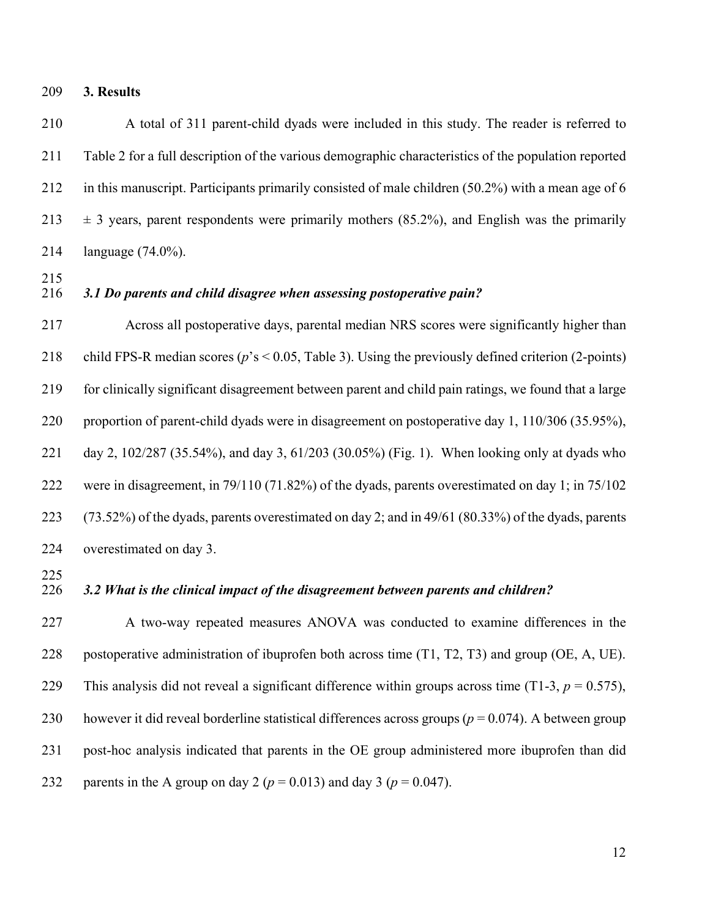## 3. Results

A total of 311 parent-child dyads were included in this study. The reader is referred to Table 2 for a full description of the various demographic characteristics of the population reported in this manuscript. Participants primarily consisted of male children (50.2%) with a mean age of 6 ± 3 years, parent respondents were primarily mothers (85.2%), and English was the primarily language (74.0%).

### *3.1 Do parents and child disagree when assessing postoperative pain?*

Across all postoperative days, parental median NRS scores were significantly higher than child FPS-R median scores ($p$'s $< 0.05$, Table 3). Using the previously defined criterion (2-points) for clinically significant disagreement between parent and child pain ratings, we found that a large proportion of parent-child dyads were in disagreement on postoperative day 1, 110/306 (35.95%), day 2, 102/287 (35.54%), and day 3, 61/203 (30.05%) (Fig. 1). When looking only at dyads who were in disagreement, in 79/110 (71.82%) of the dyads, parents overestimated on day 1; in 75/102 (73.52%) of the dyads, parents overestimated on day 2; and in 49/61 (80.33%) of the dyads, parents overestimated on day 3.

### *3.2 What is the clinical impact of the disagreement between parents and children?*

A two-way repeated measures ANOVA was conducted to examine differences in the postoperative administration of ibuprofen both across time (T1, T2, T3) and group (OE, A, UE). This analysis did not reveal a significant difference within groups across time (T1-3, $p = 0.575$), however it did reveal borderline statistical differences across groups ($p = 0.074$). A between group post-hoc analysis indicated that parents in the OE group administered more ibuprofen than did parents in the A group on day 2 ($p = 0.013$) and day 3 ($p = 0.047$).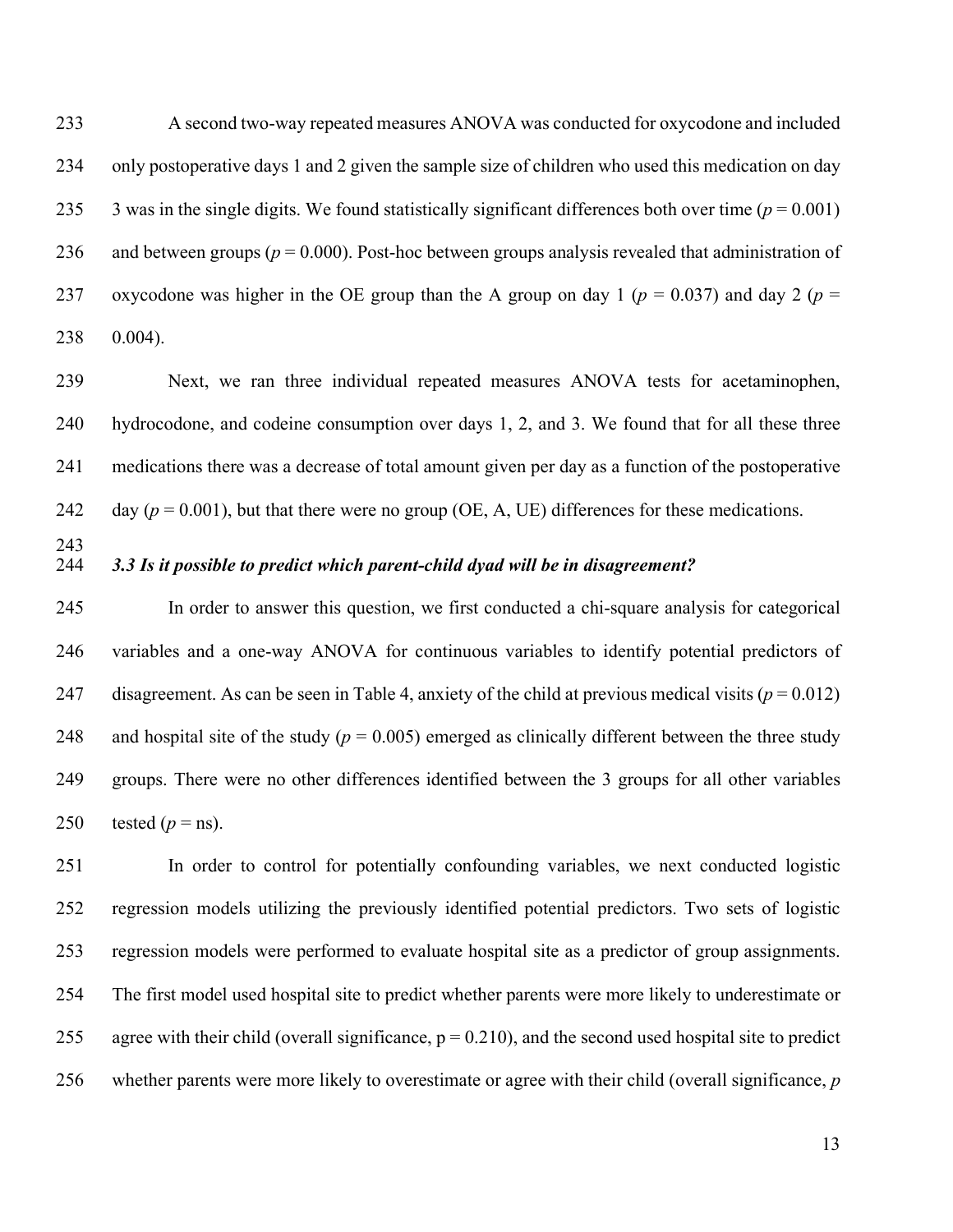A second two-way repeated measures ANOVA was conducted for oxycodone and included only postoperative days 1 and 2 given the sample size of children who used this medication on day 3 was in the single digits. We found statistically significant differences both over time ($p = 0.001$) and between groups ($p = 0.000$). Post-hoc between groups analysis revealed that administration of oxycodone was higher in the OE group than the A group on day 1 ($p = 0.037$) and day 2 ($p = 0.004$).

Next, we ran three individual repeated measures ANOVA tests for acetaminophen, hydrocodone, and codeine consumption over days 1, 2, and 3. We found that for all these three medications there was a decrease of total amount given per day as a function of the postoperative day ($p = 0.001$), but that there were no group (OE, A, UE) differences for these medications.

### *3.3 Is it possible to predict which parent-child dyad will be in disagreement?*

In order to answer this question, we first conducted a chi-square analysis for categorical variables and a one-way ANOVA for continuous variables to identify potential predictors of disagreement. As can be seen in Table 4, anxiety of the child at previous medical visits ($p = 0.012$) and hospital site of the study ($p = 0.005$) emerged as clinically different between the three study groups. There were no other differences identified between the 3 groups for all other variables tested ($p$ = ns).

In order to control for potentially confounding variables, we next conducted logistic regression models utilizing the previously identified potential predictors. Two sets of logistic regression models were performed to evaluate hospital site as a predictor of group assignments. The first model used hospital site to predict whether parents were more likely to underestimate or agree with their child (overall significance, $p = 0.210$), and the second used hospital site to predict whether parents were more likely to overestimate or agree with their child (overall significance, $p$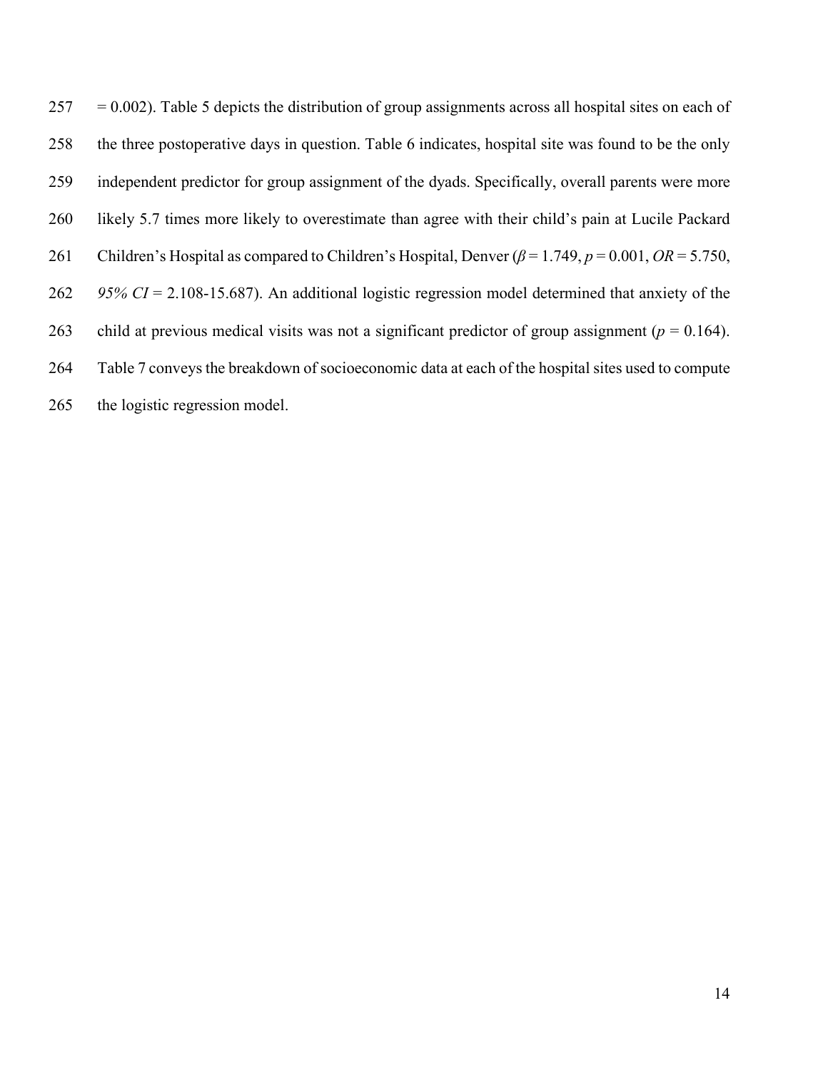= 0.002). Table 5 depicts the distribution of group assignments across all hospital sites on each of the three postoperative days in question. Table 6 indicates, hospital site was found to be the only independent predictor for group assignment of the dyads. Specifically, overall parents were more likely 5.7 times more likely to overestimate than agree with their child's pain at Lucile Packard Children's Hospital as compared to Children's Hospital, Denver ($\beta = 1.749$, $p = 0.001$, $OR = 5.750$, *95% CI* = 2.108-15.687). An additional logistic regression model determined that anxiety of the child at previous medical visits was not a significant predictor of group assignment ($p = 0.164$). Table 7 conveys the breakdown of socioeconomic data at each of the hospital sites used to compute the logistic regression model.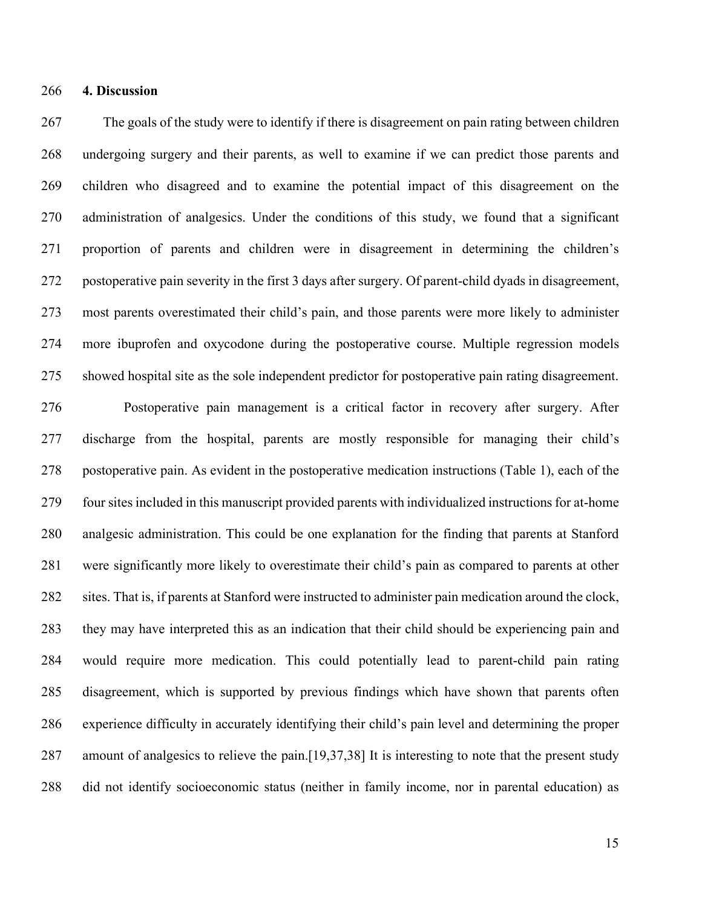## 4. Discussion

The goals of the study were to identify if there is disagreement on pain rating between children undergoing surgery and their parents, as well to examine if we can predict those parents and children who disagreed and to examine the potential impact of this disagreement on the administration of analgesics. Under the conditions of this study, we found that a significant proportion of parents and children were in disagreement in determining the children's postoperative pain severity in the first 3 days after surgery. Of parent-child dyads in disagreement, most parents overestimated their child's pain, and those parents were more likely to administer more ibuprofen and oxycodone during the postoperative course. Multiple regression models showed hospital site as the sole independent predictor for postoperative pain rating disagreement.

Postoperative pain management is a critical factor in recovery after surgery. After discharge from the hospital, parents are mostly responsible for managing their child's postoperative pain. As evident in the postoperative medication instructions (Table 1), each of the four sites included in this manuscript provided parents with individualized instructions for at-home analgesic administration. This could be one explanation for the finding that parents at Stanford were significantly more likely to overestimate their child's pain as compared to parents at other sites. That is, if parents at Stanford were instructed to administer pain medication around the clock, they may have interpreted this as an indication that their child should be experiencing pain and would require more medication. This could potentially lead to parent-child pain rating disagreement, which is supported by previous findings which have shown that parents often experience difficulty in accurately identifying their child's pain level and determining the proper amount of analgesics to relieve the pain.[19,37,38] It is interesting to note that the present study did not identify socioeconomic status (neither in family income, nor in parental education) as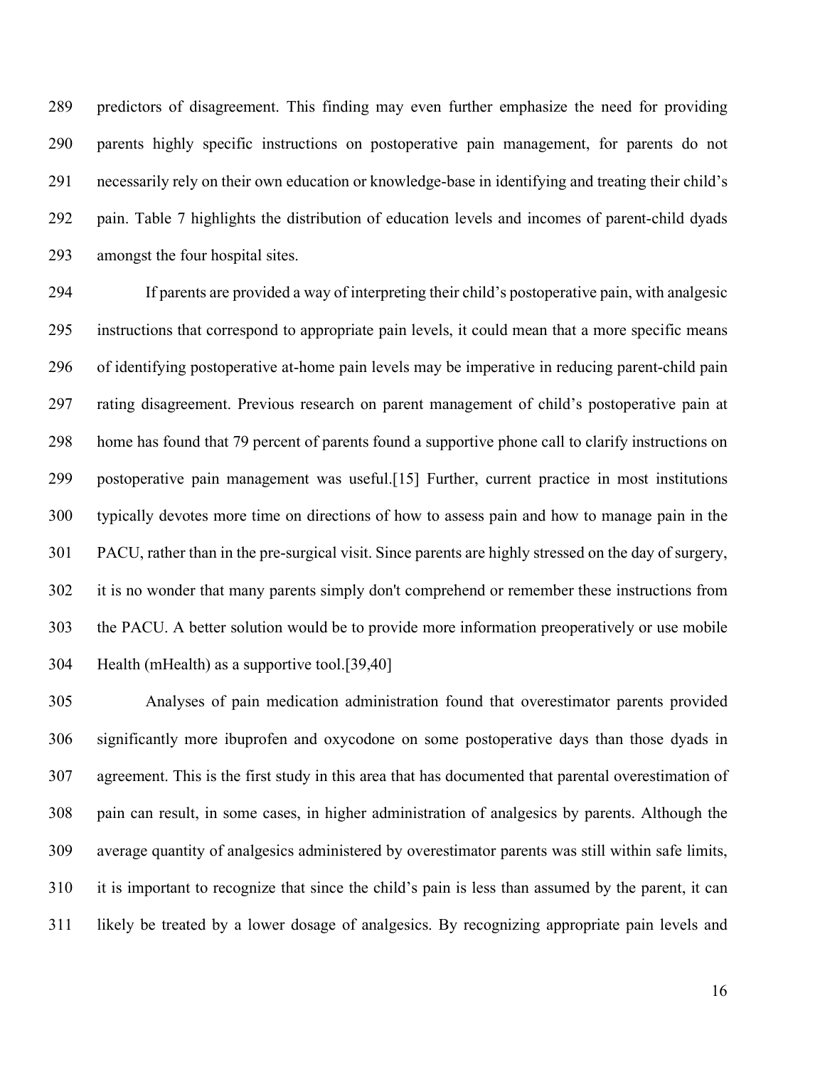predictors of disagreement. This finding may even further emphasize the need for providing parents highly specific instructions on postoperative pain management, for parents do not necessarily rely on their own education or knowledge-base in identifying and treating their child's pain. Table 7 highlights the distribution of education levels and incomes of parent-child dyads amongst the four hospital sites.

If parents are provided a way of interpreting their child's postoperative pain, with analgesic instructions that correspond to appropriate pain levels, it could mean that a more specific means of identifying postoperative at-home pain levels may be imperative in reducing parent-child pain rating disagreement. Previous research on parent management of child's postoperative pain at home has found that 79 percent of parents found a supportive phone call to clarify instructions on postoperative pain management was useful.[15] Further, current practice in most institutions typically devotes more time on directions of how to assess pain and how to manage pain in the PACU, rather than in the pre-surgical visit. Since parents are highly stressed on the day of surgery, it is no wonder that many parents simply don't comprehend or remember these instructions from the PACU. A better solution would be to provide more information preoperatively or use mobile Health (mHealth) as a supportive tool.[39,40]

Analyses of pain medication administration found that overestimator parents provided significantly more ibuprofen and oxycodone on some postoperative days than those dyads in agreement. This is the first study in this area that has documented that parental overestimation of pain can result, in some cases, in higher administration of analgesics by parents. Although the average quantity of analgesics administered by overestimator parents was still within safe limits, it is important to recognize that since the child's pain is less than assumed by the parent, it can likely be treated by a lower dosage of analgesics. By recognizing appropriate pain levels and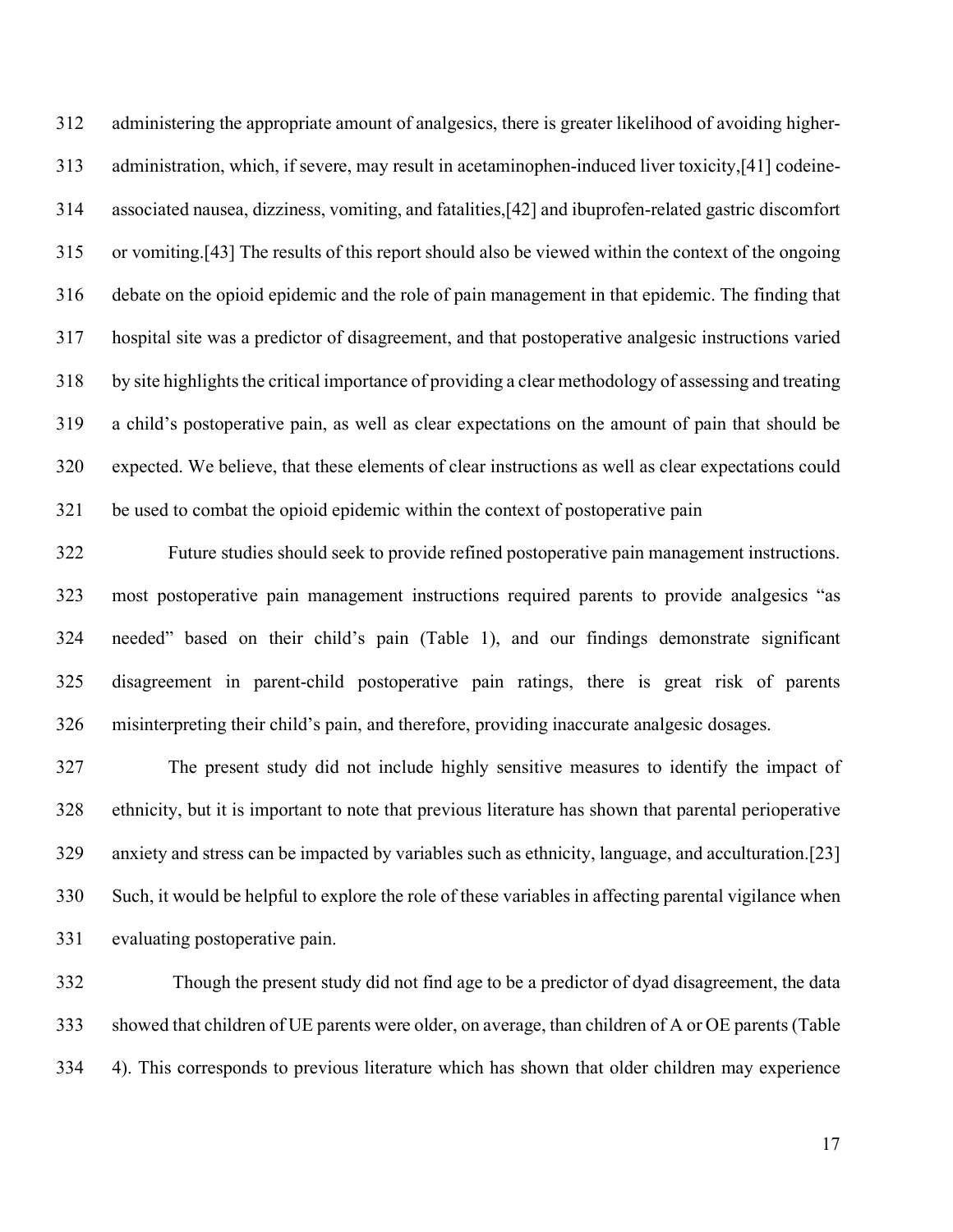administering the appropriate amount of analgesics, there is greater likelihood of avoiding higher-administration, which, if severe, may result in acetaminophen-induced liver toxicity,[41] codeine-associated nausea, dizziness, vomiting, and fatalities,[42] and ibuprofen-related gastric discomfort or vomiting.[43] The results of this report should also be viewed within the context of the ongoing debate on the opioid epidemic and the role of pain management in that epidemic. The finding that hospital site was a predictor of disagreement, and that postoperative analgesic instructions varied by site highlights the critical importance of providing a clear methodology of assessing and treating a child's postoperative pain, as well as clear expectations on the amount of pain that should be expected. We believe, that these elements of clear instructions as well as clear expectations could be used to combat the opioid epidemic within the context of postoperative pain

Future studies should seek to provide refined postoperative pain management instructions. most postoperative pain management instructions required parents to provide analgesics "as needed" based on their child's pain (Table 1), and our findings demonstrate significant disagreement in parent-child postoperative pain ratings, there is great risk of parents misinterpreting their child's pain, and therefore, providing inaccurate analgesic dosages.

The present study did not include highly sensitive measures to identify the impact of ethnicity, but it is important to note that previous literature has shown that parental perioperative anxiety and stress can be impacted by variables such as ethnicity, language, and acculturation.[23] Such, it would be helpful to explore the role of these variables in affecting parental vigilance when evaluating postoperative pain.

Though the present study did not find age to be a predictor of dyad disagreement, the data showed that children of UE parents were older, on average, than children of A or OE parents (Table 4). This corresponds to previous literature which has shown that older children may experience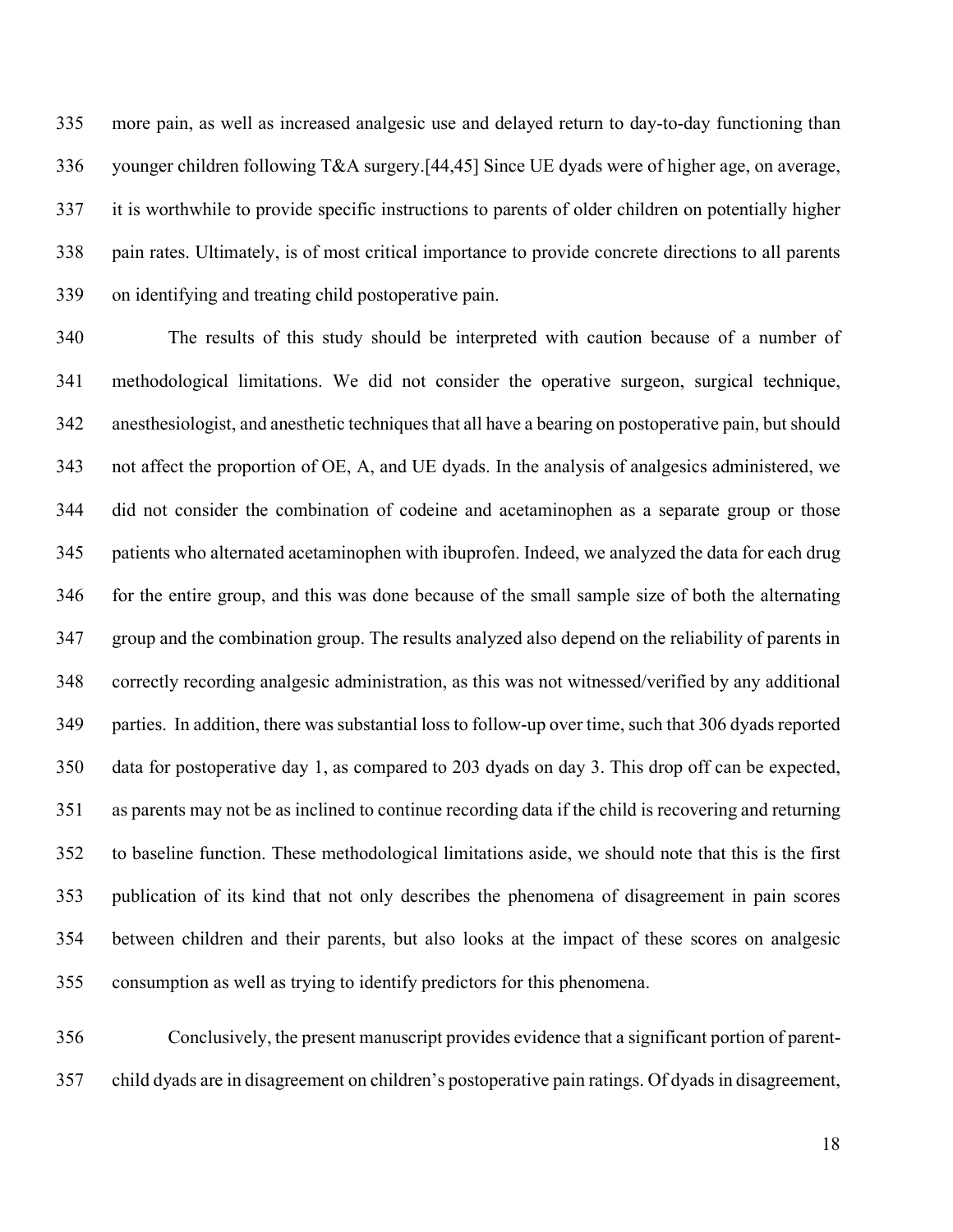more pain, as well as increased analgesic use and delayed return to day-to-day functioning than younger children following T&A surgery.[44,45] Since UE dyads were of higher age, on average, it is worthwhile to provide specific instructions to parents of older children on potentially higher pain rates. Ultimately, is of most critical importance to provide concrete directions to all parents on identifying and treating child postoperative pain.

The results of this study should be interpreted with caution because of a number of methodological limitations. We did not consider the operative surgeon, surgical technique, anesthesiologist, and anesthetic techniques that all have a bearing on postoperative pain, but should not affect the proportion of OE, A, and UE dyads. In the analysis of analgesics administered, we did not consider the combination of codeine and acetaminophen as a separate group or those patients who alternated acetaminophen with ibuprofen. Indeed, we analyzed the data for each drug for the entire group, and this was done because of the small sample size of both the alternating group and the combination group. The results analyzed also depend on the reliability of parents in correctly recording analgesic administration, as this was not witnessed/verified by any additional parties. In addition, there was substantial loss to follow-up over time, such that 306 dyads reported data for postoperative day 1, as compared to 203 dyads on day 3. This drop off can be expected, as parents may not be as inclined to continue recording data if the child is recovering and returning to baseline function. These methodological limitations aside, we should note that this is the first publication of its kind that not only describes the phenomena of disagreement in pain scores between children and their parents, but also looks at the impact of these scores on analgesic consumption as well as trying to identify predictors for this phenomena.

Conclusively, the present manuscript provides evidence that a significant portion of parent-child dyads are in disagreement on children's postoperative pain ratings. Of dyads in disagreement,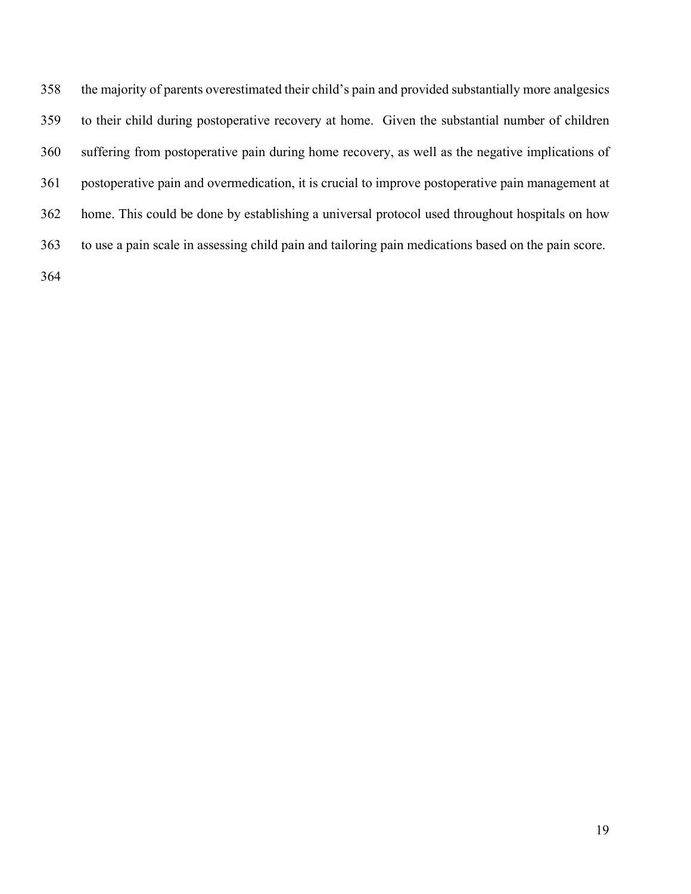the majority of parents overestimated their child's pain and provided substantially more analgesics to their child during postoperative recovery at home. Given the substantial number of children suffering from postoperative pain during home recovery, as well as the negative implications of postoperative pain and overmedication, it is crucial to improve postoperative pain management at home. This could be done by establishing a universal protocol used throughout hospitals on how to use a pain scale in assessing child pain and tailoring pain medications based on the pain score.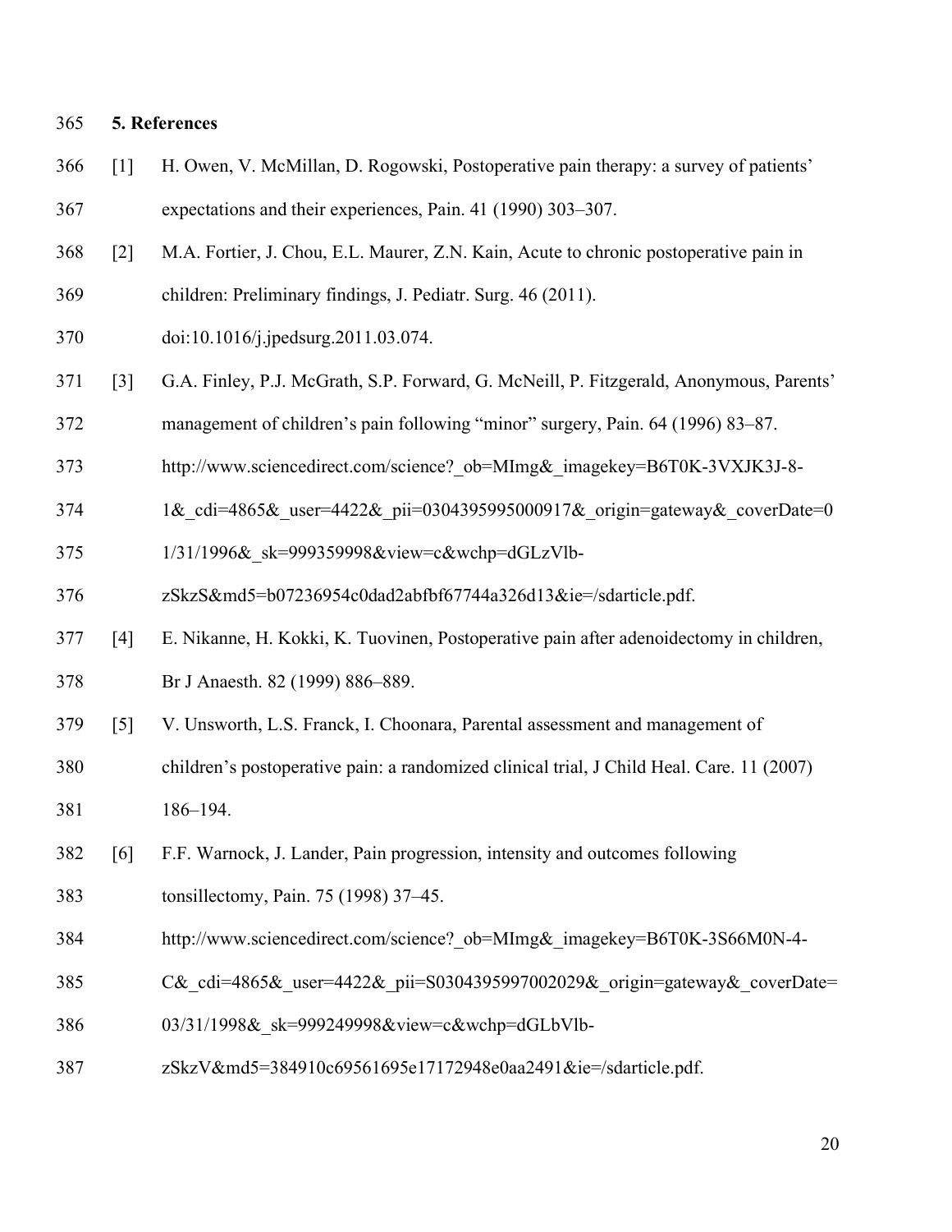## 5. References

[1] H. Owen, V. McMillan, D. Rogowski, Postoperative pain therapy: a survey of patients' expectations and their experiences, Pain. 41 (1990) 303–307.

[2] M.A. Fortier, J. Chou, E.L. Maurer, Z.N. Kain, Acute to chronic postoperative pain in children: Preliminary findings, J. Pediatr. Surg. 46 (2011). doi:10.1016/j.jpedsurg.2011.03.074.

[3] G.A. Finley, P.J. McGrath, S.P. Forward, G. McNeill, P. Fitzgerald, Anonymous, Parents' management of children's pain following "minor" surgery, Pain. 64 (1996) 83–87. http://www.sciencedirect.com/science?_ob=MImg&_imagekey=B6T0K-3VXJK3J-8-1&_cdi=4865&_user=4422&_pii=0304395995000917&_origin=gateway&_coverDate=01/31/1996&_sk=999359998&view=c&wchp=dGLzVlb-zSkzS&md5=b07236954c0dad2abfbf67744a326d13&ie=/sdarticle.pdf.

[4] E. Nikanne, H. Kokki, K. Tuovinen, Postoperative pain after adenoidectomy in children, Br J Anaesth. 82 (1999) 886–889.

[5] V. Unsworth, L.S. Franck, I. Choonara, Parental assessment and management of children's postoperative pain: a randomized clinical trial, J Child Heal. Care. 11 (2007) 186–194.

[6] F.F. Warnock, J. Lander, Pain progression, intensity and outcomes following tonsillectomy, Pain. 75 (1998) 37–45. http://www.sciencedirect.com/science?_ob=MImg&_imagekey=B6T0K-3S66M0N-4-C&_cdi=4865&_user=4422&_pii=S0304395997002029&_origin=gateway&_coverDate=03/31/1998&_sk=999249998&view=c&wchp=dGLbVlb-zSkzV&md5=384910c69561695e17172948e0aa2491&ie=/sdarticle.pdf.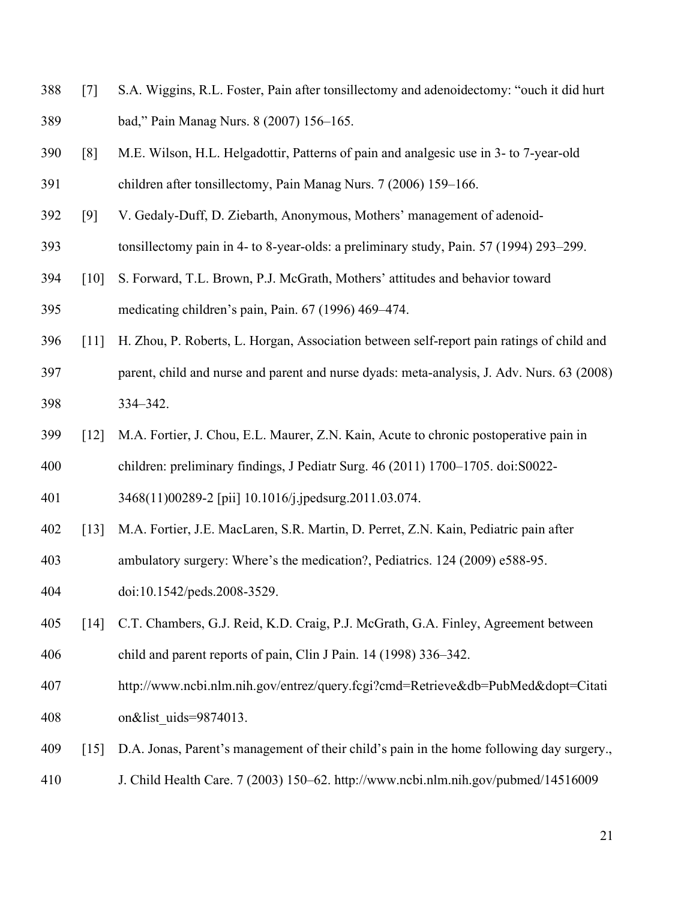[7] S.A. Wiggins, R.L. Foster, Pain after tonsillectomy and adenoidectomy: "ouch it did hurt bad," Pain Manag Nurs. 8 (2007) 156–165.

[8] M.E. Wilson, H.L. Helgadottir, Patterns of pain and analgesic use in 3- to 7-year-old children after tonsillectomy, Pain Manag Nurs. 7 (2006) 159–166.

[9] V. Gedaly-Duff, D. Ziebarth, Anonymous, Mothers' management of adenoid-tonsillectomy pain in 4- to 8-year-olds: a preliminary study, Pain. 57 (1994) 293–299.

[10] S. Forward, T.L. Brown, P.J. McGrath, Mothers' attitudes and behavior toward medicating children's pain, Pain. 67 (1996) 469–474.

[11] H. Zhou, P. Roberts, L. Horgan, Association between self-report pain ratings of child and parent, child and nurse and parent and nurse dyads: meta-analysis, J. Adv. Nurs. 63 (2008) 334–342.

[12] M.A. Fortier, J. Chou, E.L. Maurer, Z.N. Kain, Acute to chronic postoperative pain in children: preliminary findings, J Pediatr Surg. 46 (2011) 1700–1705. doi:S0022-3468(11)00289-2 [pii] 10.1016/j.jpedsurg.2011.03.074.

[13] M.A. Fortier, J.E. MacLaren, S.R. Martin, D. Perret, Z.N. Kain, Pediatric pain after ambulatory surgery: Where's the medication?, Pediatrics. 124 (2009) e588-95. doi:10.1542/peds.2008-3529.

[14] C.T. Chambers, G.J. Reid, K.D. Craig, P.J. McGrath, G.A. Finley, Agreement between child and parent reports of pain, Clin J Pain. 14 (1998) 336–342. http://www.ncbi.nlm.nih.gov/entrez/query.fcgi?cmd=Retrieve&db=PubMed&dopt=Citation&list_uids=9874013.

[15] D.A. Jonas, Parent's management of their child's pain in the home following day surgery., J. Child Health Care. 7 (2003) 150–62. http://www.ncbi.nlm.nih.gov/pubmed/14516009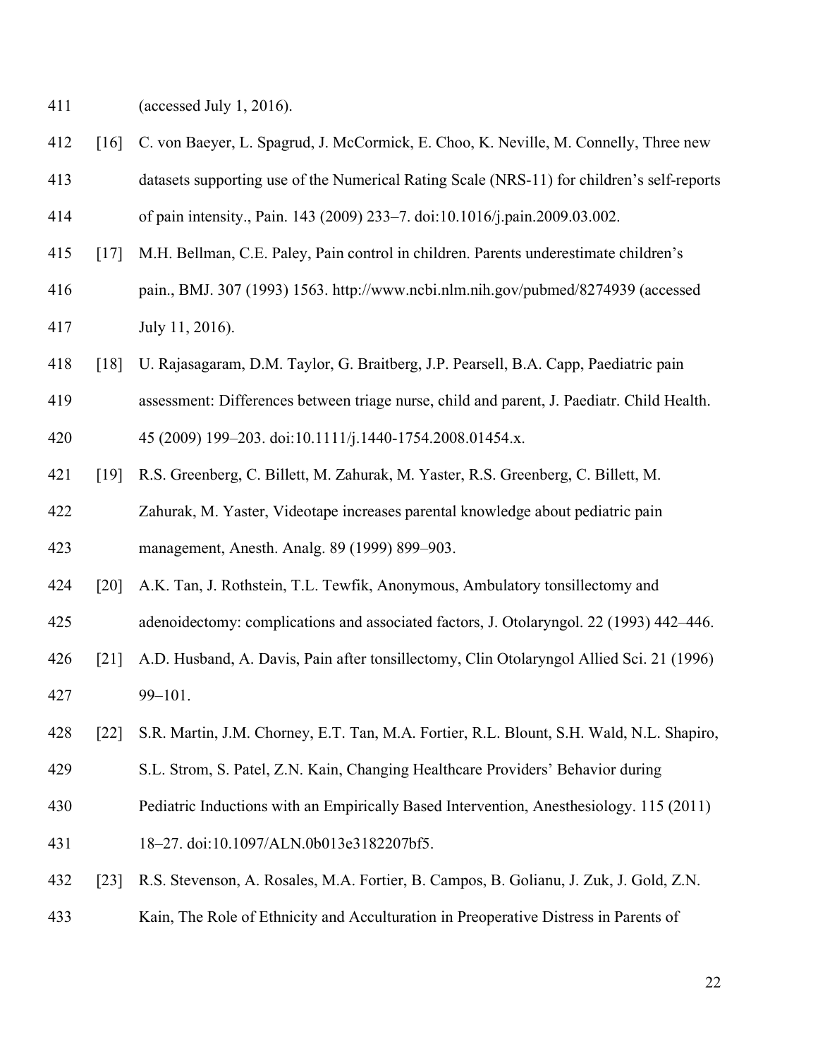(accessed July 1, 2016).

[16] C. von Baeyer, L. Spagrud, J. McCormick, E. Choo, K. Neville, M. Connelly, Three new datasets supporting use of the Numerical Rating Scale (NRS-11) for children's self-reports of pain intensity., Pain. 143 (2009) 233–7. doi:10.1016/j.pain.2009.03.002.

[17] M.H. Bellman, C.E. Paley, Pain control in children. Parents underestimate children's pain., BMJ. 307 (1993) 1563. http://www.ncbi.nlm.nih.gov/pubmed/8274939 (accessed July 11, 2016).

[18] U. Rajasagaram, D.M. Taylor, G. Braitberg, J.P. Pearsell, B.A. Capp, Paediatric pain assessment: Differences between triage nurse, child and parent, J. Paediatr. Child Health. 45 (2009) 199–203. doi:10.1111/j.1440-1754.2008.01454.x.

[19] R.S. Greenberg, C. Billett, M. Zahurak, M. Yaster, R.S. Greenberg, C. Billett, M. Zahurak, M. Yaster, Videotape increases parental knowledge about pediatric pain management, Anesth. Analg. 89 (1999) 899–903.

[20] A.K. Tan, J. Rothstein, T.L. Tewfik, Anonymous, Ambulatory tonsillectomy and adenoidectomy: complications and associated factors, J. Otolaryngol. 22 (1993) 442–446.

[21] A.D. Husband, A. Davis, Pain after tonsillectomy, Clin Otolaryngol Allied Sci. 21 (1996) 99–101.

[22] S.R. Martin, J.M. Chorney, E.T. Tan, M.A. Fortier, R.L. Blount, S.H. Wald, N.L. Shapiro, S.L. Strom, S. Patel, Z.N. Kain, Changing Healthcare Providers' Behavior during Pediatric Inductions with an Empirically Based Intervention, Anesthesiology. 115 (2011) 18–27. doi:10.1097/ALN.0b013e3182207bf5.

[23] R.S. Stevenson, A. Rosales, M.A. Fortier, B. Campos, B. Golianu, J. Zuk, J. Gold, Z.N. Kain, The Role of Ethnicity and Acculturation in Preoperative Distress in Parents of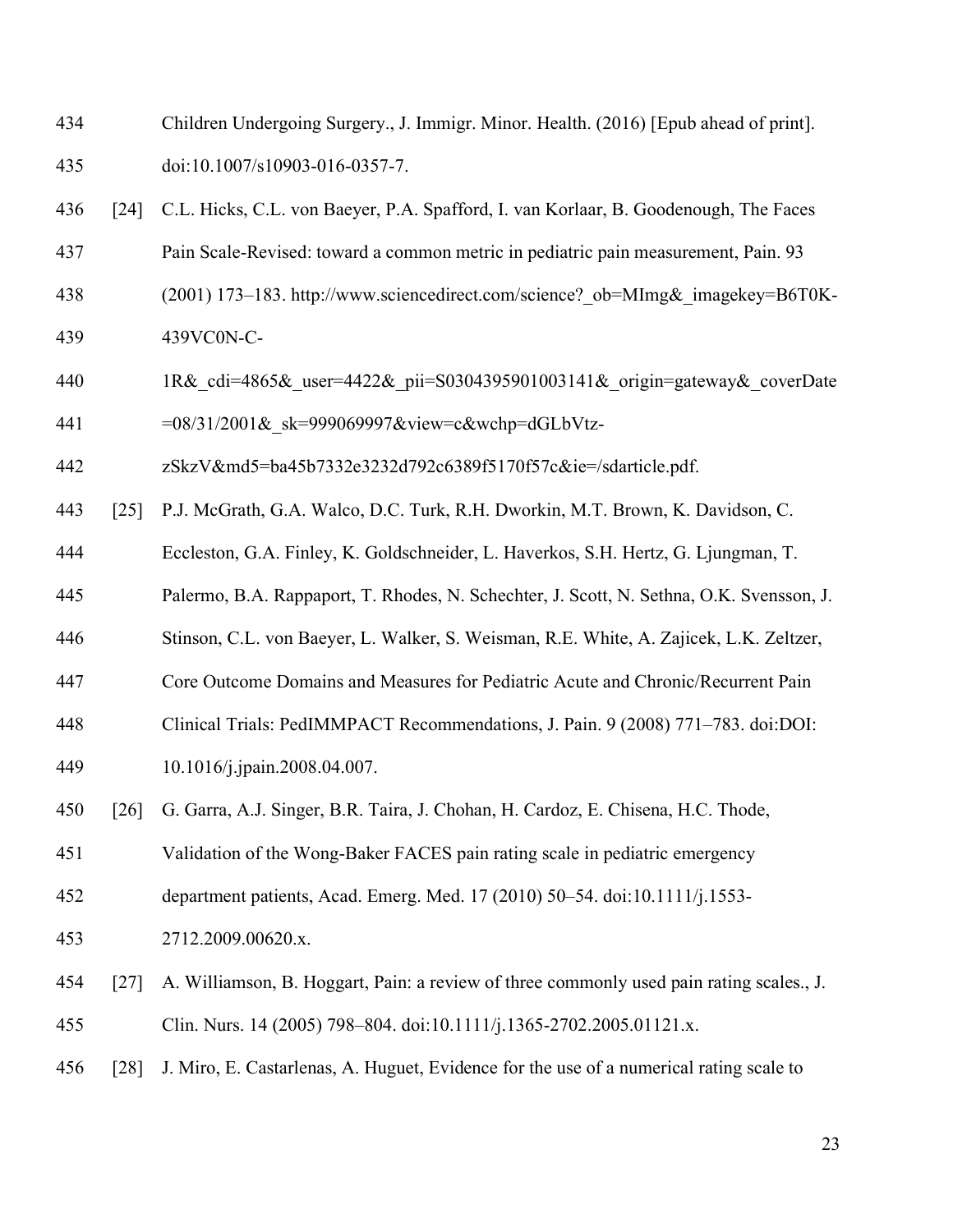Children Undergoing Surgery., J. Immigr. Minor. Health. (2016) [Epub ahead of print]. doi:10.1007/s10903-016-0357-7.

[24] C.L. Hicks, C.L. von Baeyer, P.A. Spafford, I. van Korlaar, B. Goodenough, The Faces Pain Scale-Revised: toward a common metric in pediatric pain measurement, Pain. 93 (2001) 173–183. http://www.sciencedirect.com/science?_ob=MImg&_imagekey=B6T0K-439VC0N-C-1R&_cdi=4865&_user=4422&_pii=S0304395901003141&_origin=gateway&_coverDate=08/31/2001&_sk=999069997&view=c&wchp=dGLbVtz-zSkzV&md5=ba45b7332e3232d792c6389f5170f57c&ie=/sdarticle.pdf.

[25] P.J. McGrath, G.A. Walco, D.C. Turk, R.H. Dworkin, M.T. Brown, K. Davidson, C. Eccleston, G.A. Finley, K. Goldschneider, L. Haverkos, S.H. Hertz, G. Ljungman, T. Palermo, B.A. Rappaport, T. Rhodes, N. Schechter, J. Scott, N. Sethna, O.K. Svensson, J. Stinson, C.L. von Baeyer, L. Walker, S. Weisman, R.E. White, A. Zajicek, L.K. Zeltzer, Core Outcome Domains and Measures for Pediatric Acute and Chronic/Recurrent Pain Clinical Trials: PedIMMPACT Recommendations, J. Pain. 9 (2008) 771–783. doi:DOI: 10.1016/j.jpain.2008.04.007.

[26] G. Garra, A.J. Singer, B.R. Taira, J. Chohan, H. Cardoz, E. Chisena, H.C. Thode, Validation of the Wong-Baker FACES pain rating scale in pediatric emergency department patients, Acad. Emerg. Med. 17 (2010) 50–54. doi:10.1111/j.1553-2712.2009.00620.x.

[27] A. Williamson, B. Hoggart, Pain: a review of three commonly used pain rating scales., J. Clin. Nurs. 14 (2005) 798–804. doi:10.1111/j.1365-2702.2005.01121.x.

[28] J. Miro, E. Castarlenas, A. Huguet, Evidence for the use of a numerical rating scale to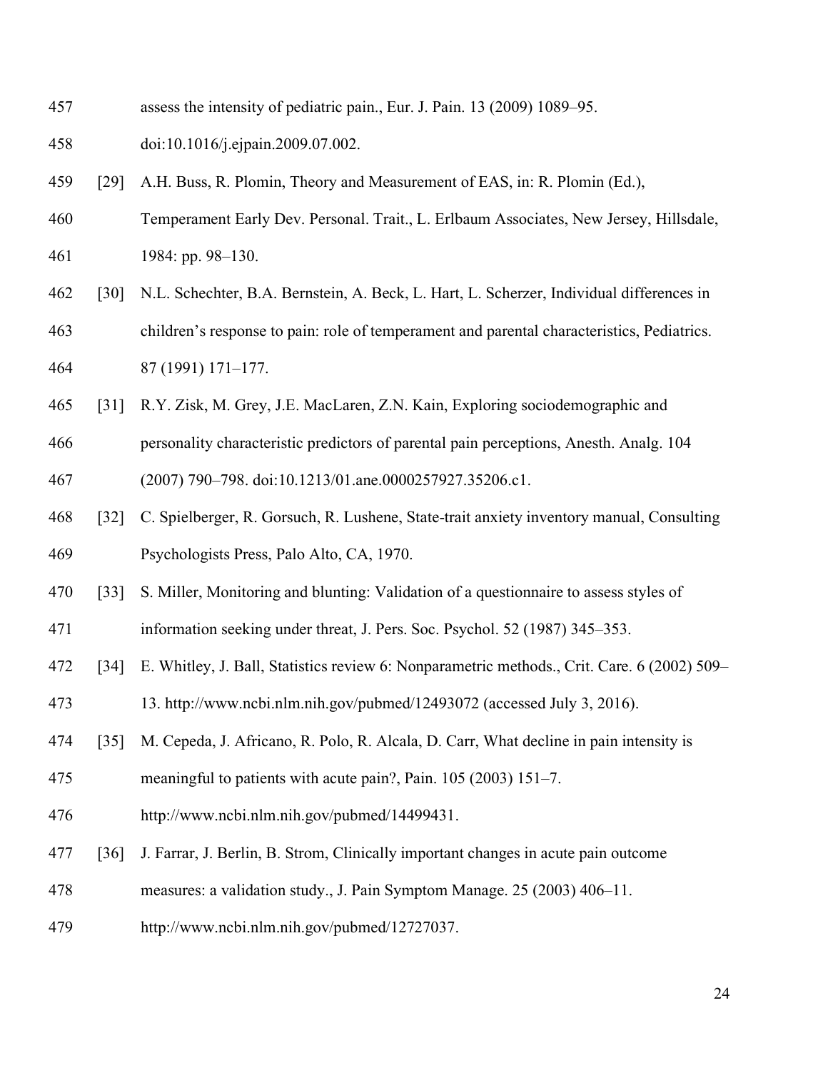assess the intensity of pediatric pain., Eur. J. Pain. 13 (2009) 1089–95. doi:10.1016/j.ejpain.2009.07.002.

[29] A.H. Buss, R. Plomin, Theory and Measurement of EAS, in: R. Plomin (Ed.), Temperament Early Dev. Personal. Trait., L. Erlbaum Associates, New Jersey, Hillsdale, 1984: pp. 98–130.

[30] N.L. Schechter, B.A. Bernstein, A. Beck, L. Hart, L. Scherzer, Individual differences in children's response to pain: role of temperament and parental characteristics, Pediatrics. 87 (1991) 171–177.

[31] R.Y. Zisk, M. Grey, J.E. MacLaren, Z.N. Kain, Exploring sociodemographic and personality characteristic predictors of parental pain perceptions, Anesth. Analg. 104 (2007) 790–798. doi:10.1213/01.ane.0000257927.35206.c1.

[32] C. Spielberger, R. Gorsuch, R. Lushene, State-trait anxiety inventory manual, Consulting Psychologists Press, Palo Alto, CA, 1970.

[33] S. Miller, Monitoring and blunting: Validation of a questionnaire to assess styles of information seeking under threat, J. Pers. Soc. Psychol. 52 (1987) 345–353.

[34] E. Whitley, J. Ball, Statistics review 6: Nonparametric methods., Crit. Care. 6 (2002) 509–13. http://www.ncbi.nlm.nih.gov/pubmed/12493072 (accessed July 3, 2016).

[35] M. Cepeda, J. Africano, R. Polo, R. Alcala, D. Carr, What decline in pain intensity is meaningful to patients with acute pain?, Pain. 105 (2003) 151–7. http://www.ncbi.nlm.nih.gov/pubmed/14499431.

[36] J. Farrar, J. Berlin, B. Strom, Clinically important changes in acute pain outcome measures: a validation study., J. Pain Symptom Manage. 25 (2003) 406–11. http://www.ncbi.nlm.nih.gov/pubmed/12727037.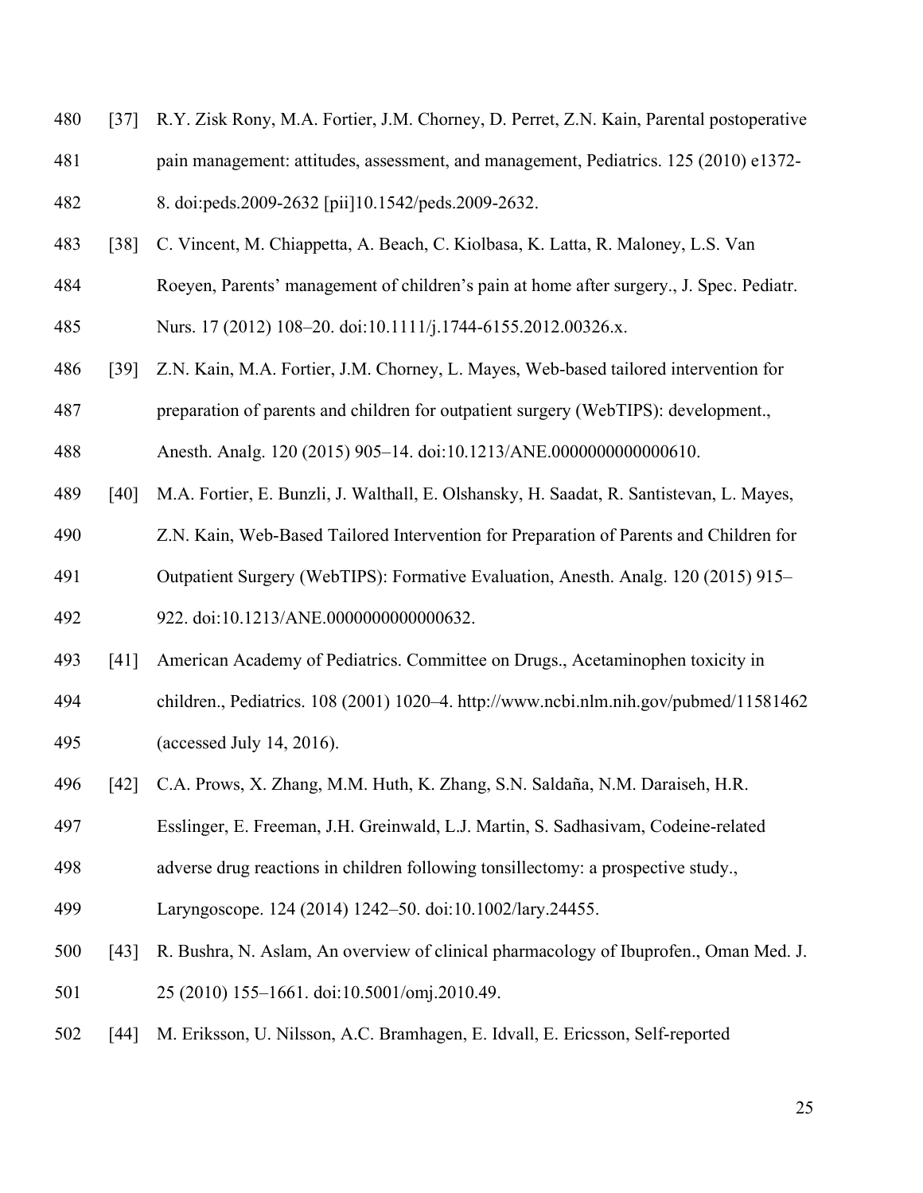[37] R.Y. Zisk Rony, M.A. Fortier, J.M. Chorney, D. Perret, Z.N. Kain, Parental postoperative pain management: attitudes, assessment, and management, Pediatrics. 125 (2010) e1372-8. doi:peds.2009-2632 [pii]10.1542/peds.2009-2632.

[38] C. Vincent, M. Chiappetta, A. Beach, C. Kiolbasa, K. Latta, R. Maloney, L.S. Van Roeyen, Parents' management of children's pain at home after surgery., J. Spec. Pediatr. Nurs. 17 (2012) 108–20. doi:10.1111/j.1744-6155.2012.00326.x.

[39] Z.N. Kain, M.A. Fortier, J.M. Chorney, L. Mayes, Web-based tailored intervention for preparation of parents and children for outpatient surgery (WebTIPS): development., Anesth. Analg. 120 (2015) 905–14. doi:10.1213/ANE.0000000000000610.

[40] M.A. Fortier, E. Bunzli, J. Walthall, E. Olshansky, H. Saadat, R. Santistevan, L. Mayes, Z.N. Kain, Web-Based Tailored Intervention for Preparation of Parents and Children for Outpatient Surgery (WebTIPS): Formative Evaluation, Anesth. Analg. 120 (2015) 915–922. doi:10.1213/ANE.0000000000000632.

[41] American Academy of Pediatrics. Committee on Drugs., Acetaminophen toxicity in children., Pediatrics. 108 (2001) 1020–4. http://www.ncbi.nlm.nih.gov/pubmed/11581462 (accessed July 14, 2016).

[42] C.A. Prows, X. Zhang, M.M. Huth, K. Zhang, S.N. Saldaña, N.M. Daraiseh, H.R. Esslinger, E. Freeman, J.H. Greinwald, L.J. Martin, S. Sadhasivam, Codeine-related adverse drug reactions in children following tonsillectomy: a prospective study., Laryngoscope. 124 (2014) 1242–50. doi:10.1002/lary.24455.

[43] R. Bushra, N. Aslam, An overview of clinical pharmacology of Ibuprofen., Oman Med. J. 25 (2010) 155–1661. doi:10.5001/omj.2010.49.

[44] M. Eriksson, U. Nilsson, A.C. Bramhagen, E. Idvall, E. Ericsson, Self-reported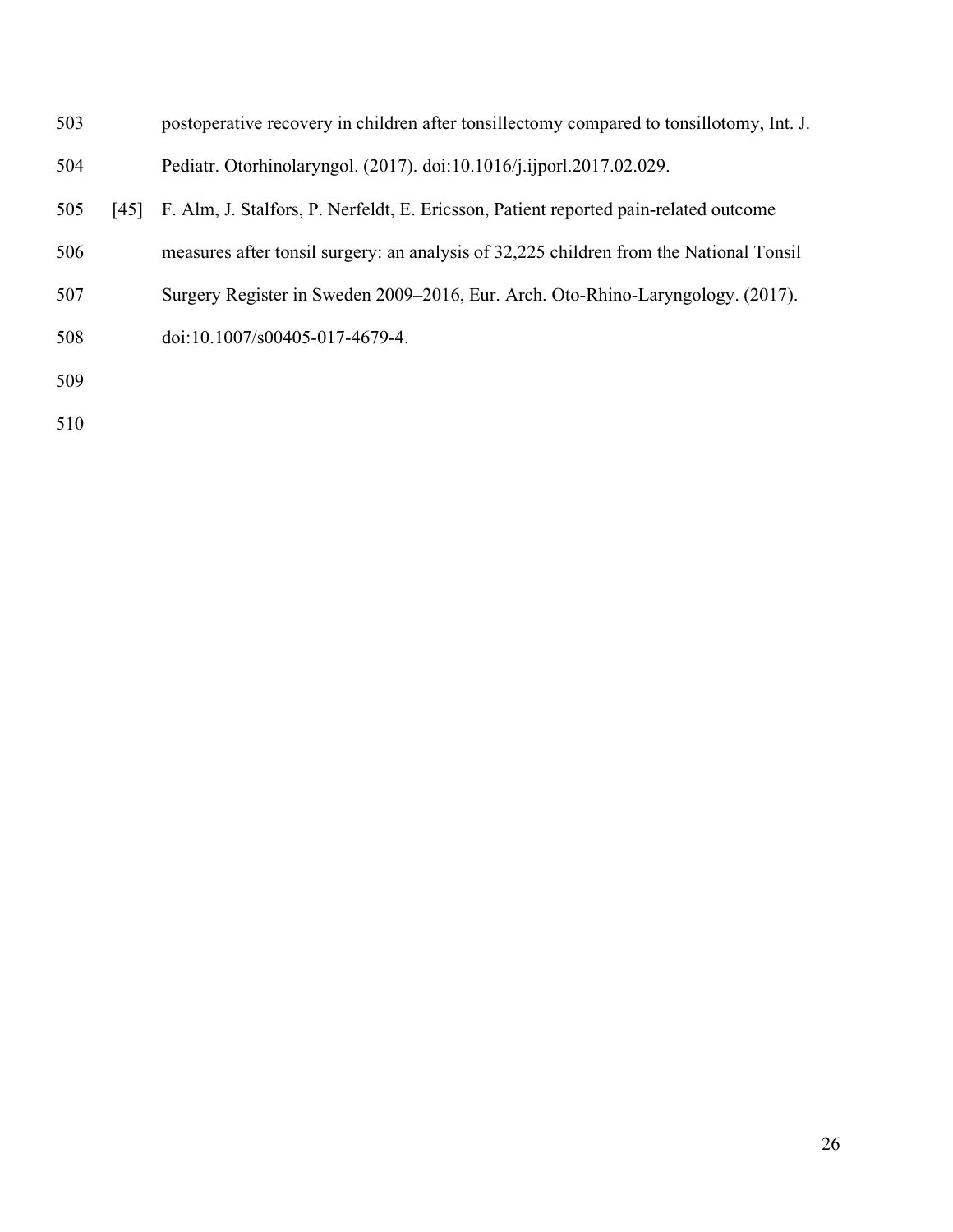postoperative recovery in children after tonsillectomy compared to tonsillotomy, Int. J. Pediatr. Otorhinolaryngol. (2017). doi:10.1016/j.ijporl.2017.02.029.

[45] F. Alm, J. Stalfors, P. Nerfeldt, E. Ericsson, Patient reported pain-related outcome measures after tonsil surgery: an analysis of 32,225 children from the National Tonsil Surgery Register in Sweden 2009–2016, Eur. Arch. Oto-Rhino-Laryngology. (2017). doi:10.1007/s00405-017-4679-4.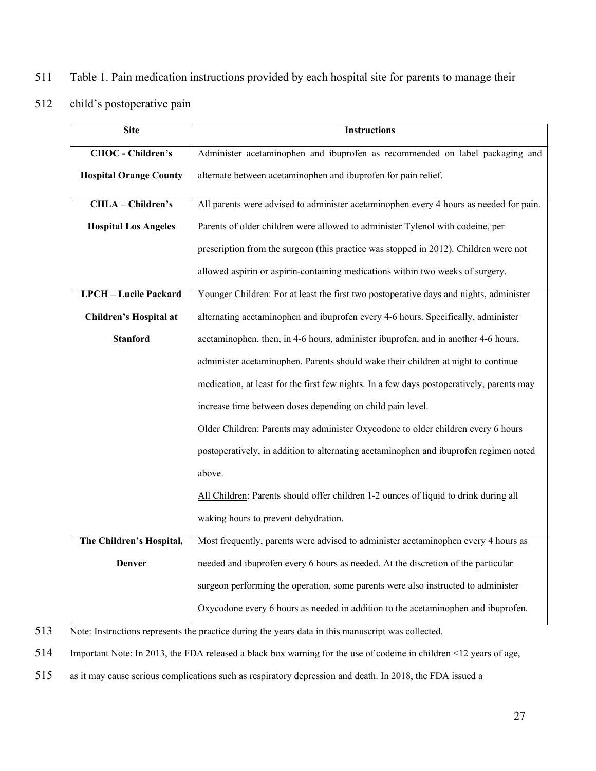Table 1. Pain medication instructions provided by each hospital site for parents to manage their child's postoperative pain

| Site | Instructions |
|---|---|
| **CHOC - Children's Hospital Orange County** | Administer acetaminophen and ibuprofen as recommended on label packaging and alternate between acetaminophen and ibuprofen for pain relief. |
| **CHLA – Children's Hospital Los Angeles** | All parents were advised to administer acetaminophen every 4 hours as needed for pain. Parents of older children were allowed to administer Tylenol with codeine, per prescription from the surgeon (this practice was stopped in 2012). Children were not allowed aspirin or aspirin-containing medications within two weeks of surgery. |
| **LPCH – Lucile Packard Children's Hospital at Stanford** | Younger Children: For at least the first two postoperative days and nights, administer alternating acetaminophen and ibuprofen every 4-6 hours. Specifically, administer acetaminophen, then, in 4-6 hours, administer ibuprofen, and in another 4-6 hours, administer acetaminophen. Parents should wake their children at night to continue medication, at least for the first few nights. In a few days postoperatively, parents may increase time between doses depending on child pain level. <br> Older Children: Parents may administer Oxycodone to older children every 6 hours postoperatively, in addition to alternating acetaminophen and ibuprofen regimen noted above. <br> All Children: Parents should offer children 1-2 ounces of liquid to drink during all waking hours to prevent dehydration. |
| **The Children's Hospital, Denver** | Most frequently, parents were advised to administer acetaminophen every 4 hours as needed and ibuprofen every 6 hours as needed. At the discretion of the particular surgeon performing the operation, some parents were also instructed to administer Oxycodone every 6 hours as needed in addition to the acetaminophen and ibuprofen. |

Note: Instructions represents the practice during the years data in this manuscript was collected.

Important Note: In 2013, the FDA released a black box warning for the use of codeine in children <12 years of age, as it may cause serious complications such as respiratory depression and death. In 2018, the FDA issued a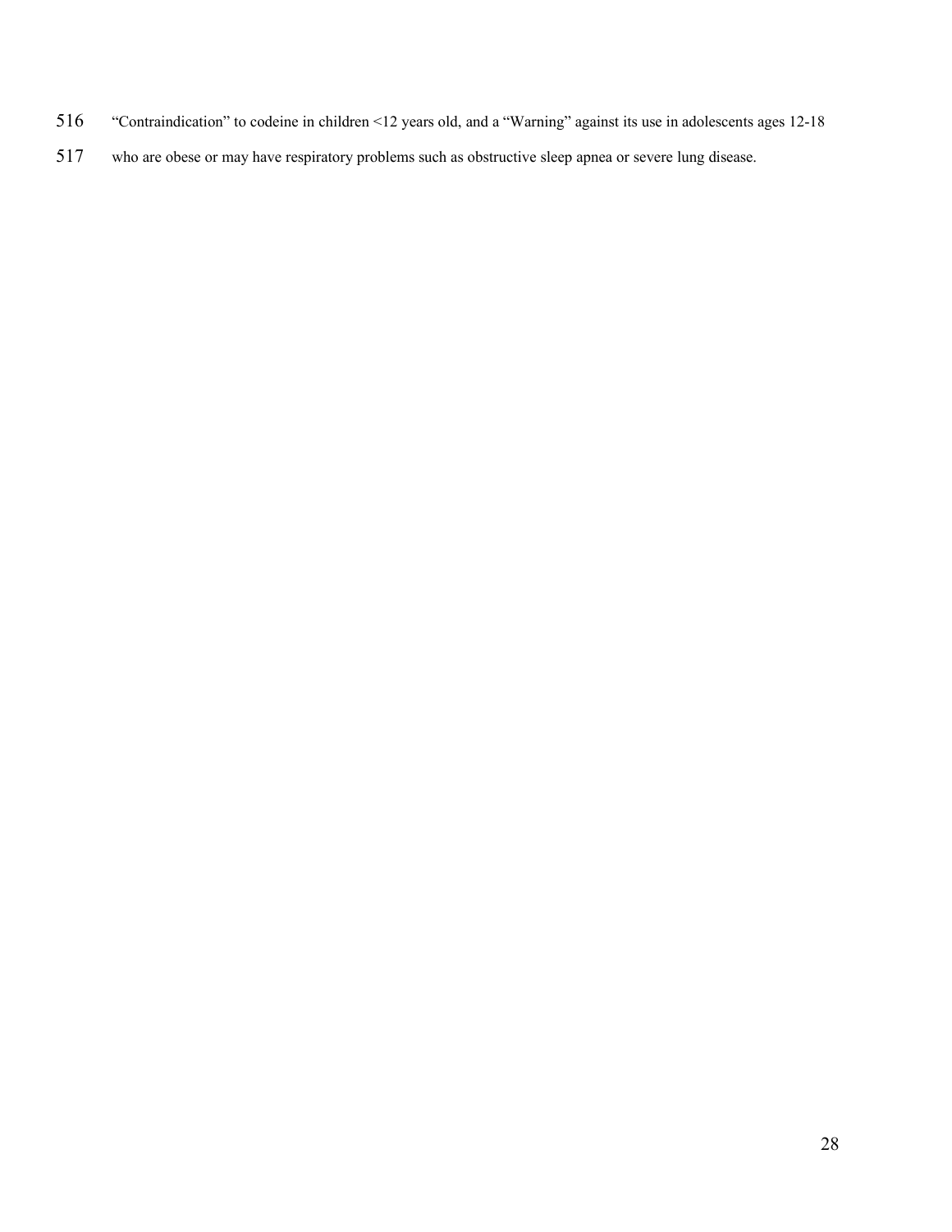"Contraindication" to codeine in children <12 years old, and a "Warning" against its use in adolescents ages 12-18 who are obese or may have respiratory problems such as obstructive sleep apnea or severe lung disease.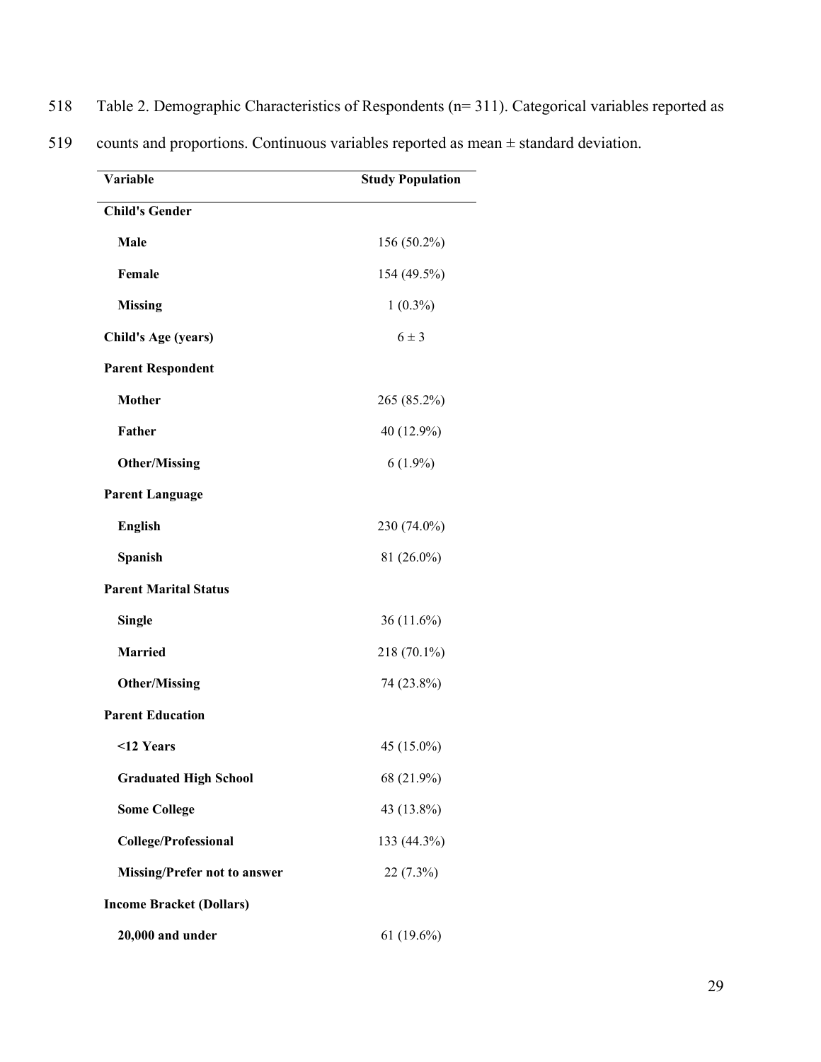Table 2. Demographic Characteristics of Respondents (n= 311). Categorical variables reported as counts and proportions. Continuous variables reported as mean ± standard deviation.

| Variable | Study Population |
|---|---|
| **Child's Gender** | |
| **Male** | 156 (50.2%) |
| **Female** | 154 (49.5%) |
| **Missing** | 1 (0.3%) |
| **Child's Age (years)** | 6 ± 3 |
| **Parent Respondent** | |
| **Mother** | 265 (85.2%) |
| **Father** | 40 (12.9%) |
| **Other/Missing** | 6 (1.9%) |
| **Parent Language** | |
| **English** | 230 (74.0%) |
| **Spanish** | 81 (26.0%) |
| **Parent Marital Status** | |
| **Single** | 36 (11.6%) |
| **Married** | 218 (70.1%) |
| **Other/Missing** | 74 (23.8%) |
| **Parent Education** | |
| **<12 Years** | 45 (15.0%) |
| **Graduated High School** | 68 (21.9%) |
| **Some College** | 43 (13.8%) |
| **College/Professional** | 133 (44.3%) |
| **Missing/Prefer not to answer** | 22 (7.3%) |
| **Income Bracket (Dollars)** | |
| **20,000 and under** | 61 (19.6%) |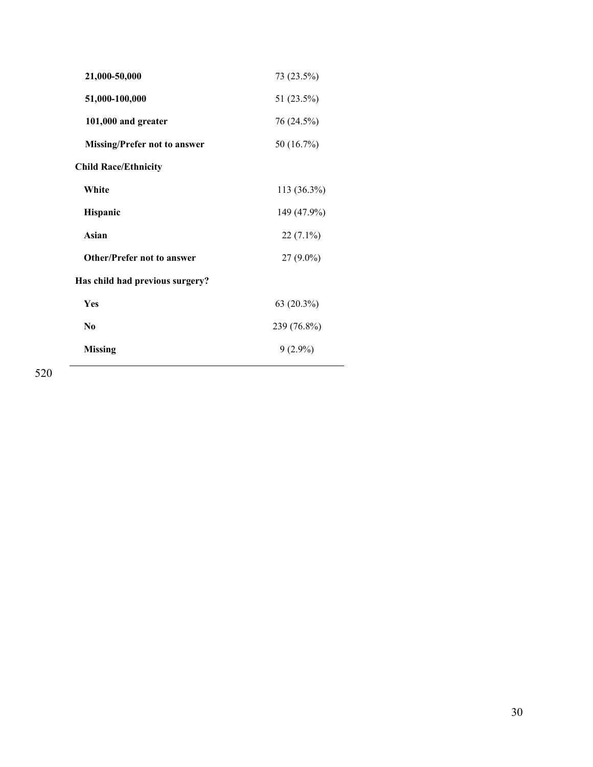| | |
|---|---|
| **21,000-50,000** | 73 (23.5%) |
| **51,000-100,000** | 51 (23.5%) |
| **101,000 and greater** | 76 (24.5%) |
| **Missing/Prefer not to answer** | 50 (16.7%) |
| **Child Race/Ethnicity** | |
| **White** | 113 (36.3%) |
| **Hispanic** | 149 (47.9%) |
| **Asian** | 22 (7.1%) |
| **Other/Prefer not to answer** | 27 (9.0%) |
| **Has child had previous surgery?** | |
| **Yes** | 63 (20.3%) |
| **No** | 239 (76.8%) |
| **Missing** | 9 (2.9%) |

520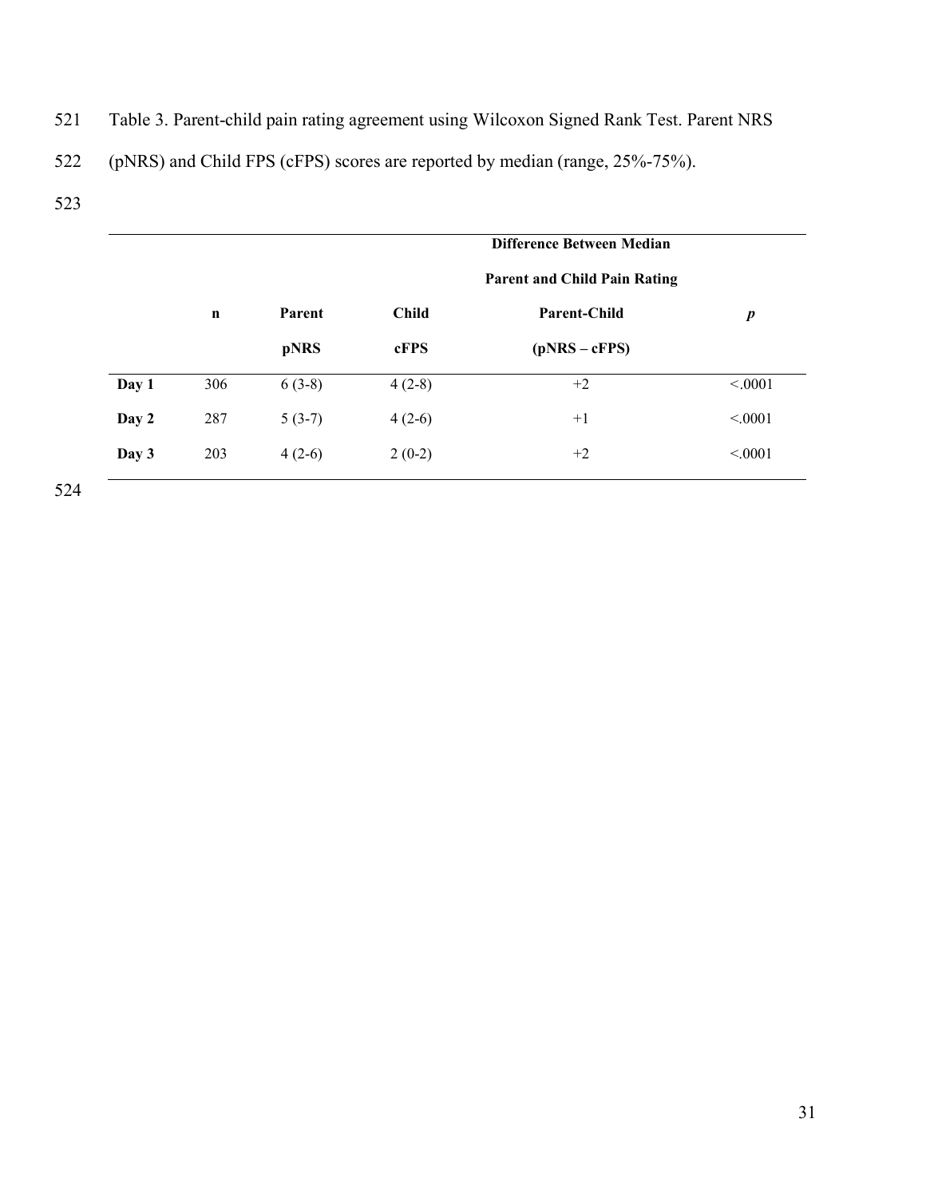Table 3. Parent-child pain rating agreement using Wilcoxon Signed Rank Test. Parent NRS (pNRS) and Child FPS (cFPS) scores are reported by median (range, 25%-75%).

| | n | Parent pNRS | Child cFPS | Difference Between Median Parent and Child Pain Rating Parent-Child (pNRS – cFPS) | *p* |
|---|---|---|---|---|---|
| **Day 1** | 306 | 6 (3-8) | 4 (2-8) | +2 | <.0001 |
| **Day 2** | 287 | 5 (3-7) | 4 (2-6) | +1 | <.0001 |
| **Day 3** | 203 | 4 (2-6) | 2 (0-2) | +2 | <.0001 |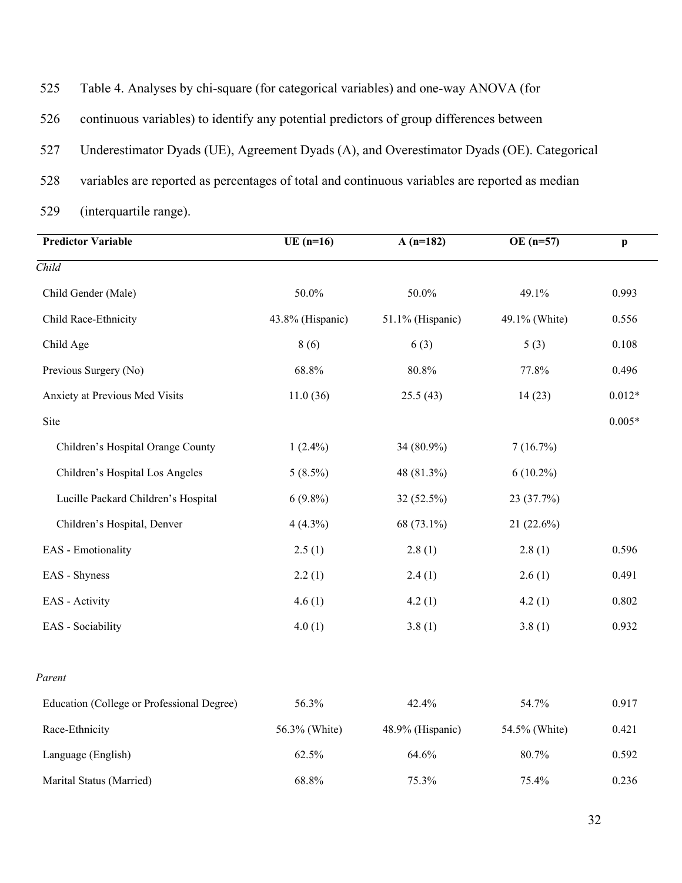Table 4. Analyses by chi-square (for categorical variables) and one-way ANOVA (for continuous variables) to identify any potential predictors of group differences between Underestimator Dyads (UE), Agreement Dyads (A), and Overestimator Dyads (OE). Categorical variables are reported as percentages of total and continuous variables are reported as median (interquartile range).

| Predictor Variable | UE (n=16) | A (n=182) | OE (n=57) | p |
|---|---|---|---|---|
| *Child* | | | | |
| Child Gender (Male) | 50.0% | 50.0% | 49.1% | 0.993 |
| Child Race-Ethnicity | 43.8% (Hispanic) | 51.1% (Hispanic) | 49.1% (White) | 0.556 |
| Child Age | 8 (6) | 6 (3) | 5 (3) | 0.108 |
| Previous Surgery (No) | 68.8% | 80.8% | 77.8% | 0.496 |
| Anxiety at Previous Med Visits | 11.0 (36) | 25.5 (43) | 14 (23) | 0.012* |
| Site | | | | 0.005* |
| Children's Hospital Orange County | 1 (2.4%) | 34 (80.9%) | 7 (16.7%) | |
| Children's Hospital Los Angeles | 5 (8.5%) | 48 (81.3%) | 6 (10.2%) | |
| Lucille Packard Children's Hospital | 6 (9.8%) | 32 (52.5%) | 23 (37.7%) | |
| Children's Hospital, Denver | 4 (4.3%) | 68 (73.1%) | 21 (22.6%) | |
| EAS - Emotionality | 2.5 (1) | 2.8 (1) | 2.8 (1) | 0.596 |
| EAS - Shyness | 2.2 (1) | 2.4 (1) | 2.6 (1) | 0.491 |
| EAS - Activity | 4.6 (1) | 4.2 (1) | 4.2 (1) | 0.802 |
| EAS - Sociability | 4.0 (1) | 3.8 (1) | 3.8 (1) | 0.932 |
| *Parent* | | | | |
| Education (College or Professional Degree) | 56.3% | 42.4% | 54.7% | 0.917 |
| Race-Ethnicity | 56.3% (White) | 48.9% (Hispanic) | 54.5% (White) | 0.421 |
| Language (English) | 62.5% | 64.6% | 80.7% | 0.592 |
| Marital Status (Married) | 68.8% | 75.3% | 75.4% | 0.236 |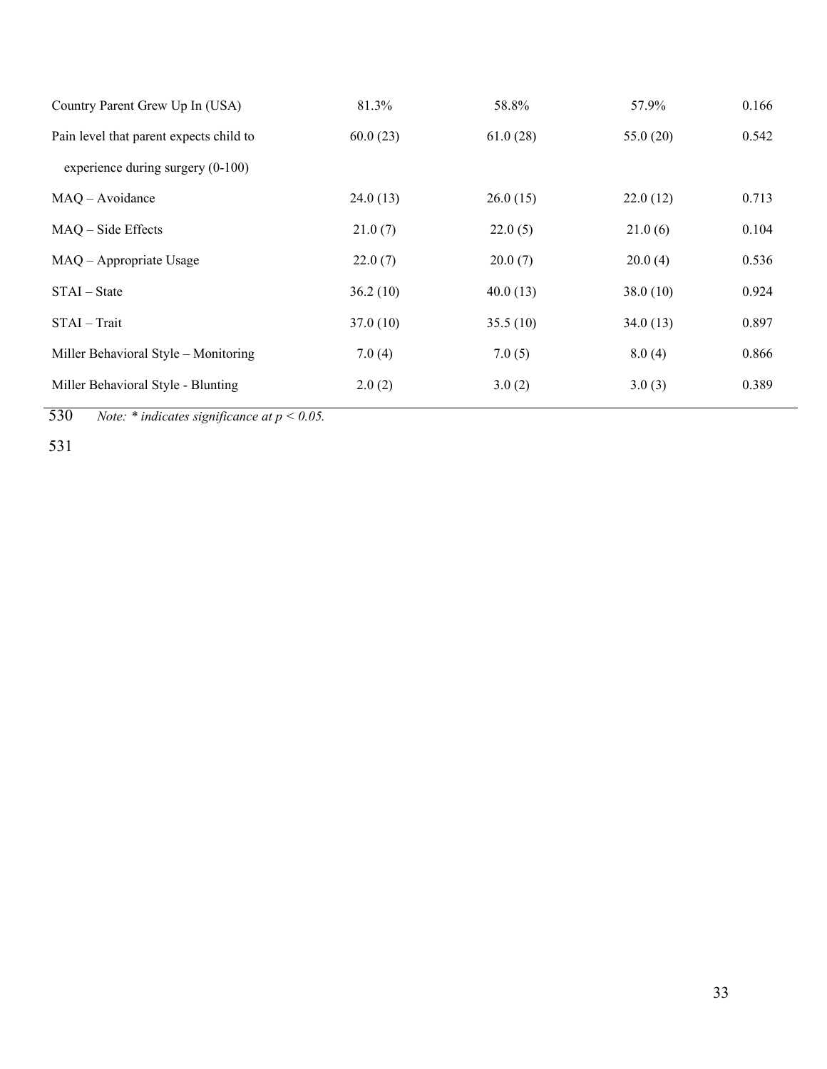| | | | | |
|---|---|---|---|---|
| Country Parent Grew Up In (USA) | 81.3% | 58.8% | 57.9% | 0.166 |
| Pain level that parent expects child to experience during surgery (0-100) | 60.0 (23) | 61.0 (28) | 55.0 (20) | 0.542 |
| MAQ – Avoidance | 24.0 (13) | 26.0 (15) | 22.0 (12) | 0.713 |
| MAQ – Side Effects | 21.0 (7) | 22.0 (5) | 21.0 (6) | 0.104 |
| MAQ – Appropriate Usage | 22.0 (7) | 20.0 (7) | 20.0 (4) | 0.536 |
| STAI – State | 36.2 (10) | 40.0 (13) | 38.0 (10) | 0.924 |
| STAI – Trait | 37.0 (10) | 35.5 (10) | 34.0 (13) | 0.897 |
| Miller Behavioral Style – Monitoring | 7.0 (4) | 7.0 (5) | 8.0 (4) | 0.866 |
| Miller Behavioral Style - Blunting | 2.0 (2) | 3.0 (2) | 3.0 (3) | 0.389 |

530 *Note: * indicates significance at $p < 0.05$.*

531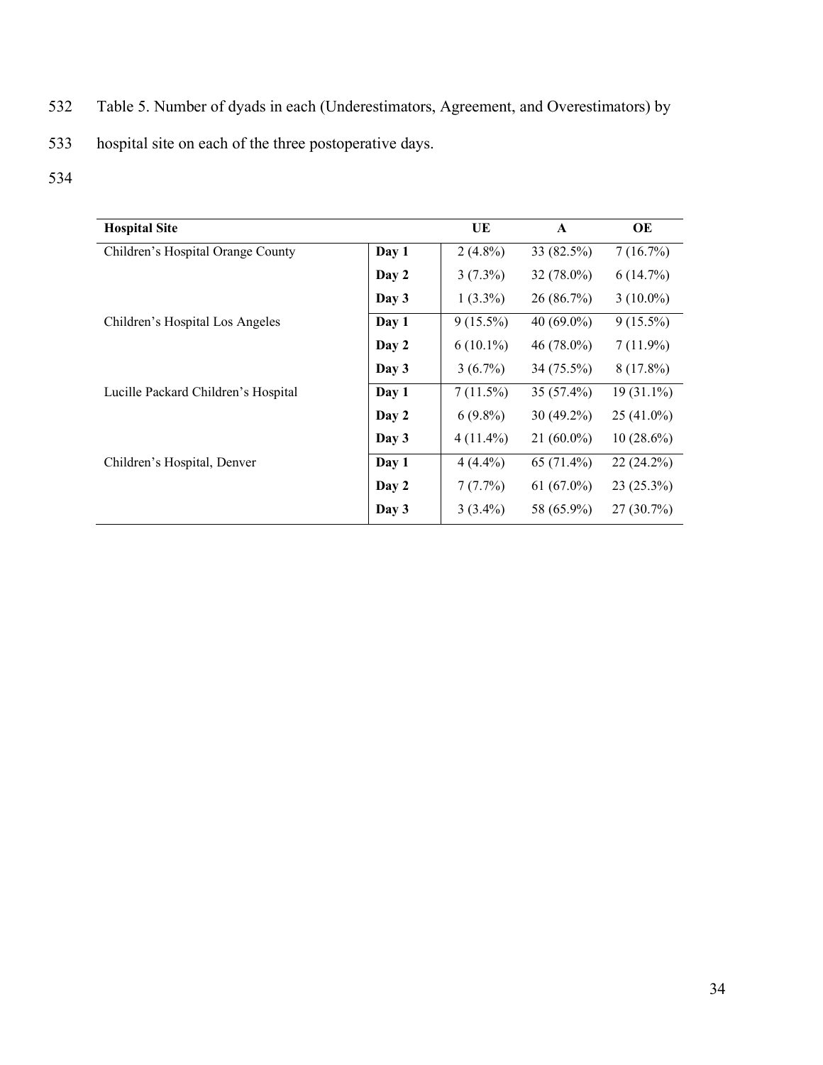Table 5. Number of dyads in each (Underestimators, Agreement, and Overestimators) by hospital site on each of the three postoperative days.

| Hospital Site | | UE | A | OE |
|---|---|---|---|---|
| Children's Hospital Orange County | **Day 1** | 2 (4.8%) | 33 (82.5%) | 7 (16.7%) |
| | **Day 2** | 3 (7.3%) | 32 (78.0%) | 6 (14.7%) |
| | **Day 3** | 1 (3.3%) | 26 (86.7%) | 3 (10.0%) |
| Children's Hospital Los Angeles | **Day 1** | 9 (15.5%) | 40 (69.0%) | 9 (15.5%) |
| | **Day 2** | 6 (10.1%) | 46 (78.0%) | 7 (11.9%) |
| | **Day 3** | 3 (6.7%) | 34 (75.5%) | 8 (17.8%) |
| Lucille Packard Children's Hospital | **Day 1** | 7 (11.5%) | 35 (57.4%) | 19 (31.1%) |
| | **Day 2** | 6 (9.8%) | 30 (49.2%) | 25 (41.0%) |
| | **Day 3** | 4 (11.4%) | 21 (60.0%) | 10 (28.6%) |
| Children's Hospital, Denver | **Day 1** | 4 (4.4%) | 65 (71.4%) | 22 (24.2%) |
| | **Day 2** | 7 (7.7%) | 61 (67.0%) | 23 (25.3%) |
| | **Day 3** | 3 (3.4%) | 58 (65.9%) | 27 (30.7%) |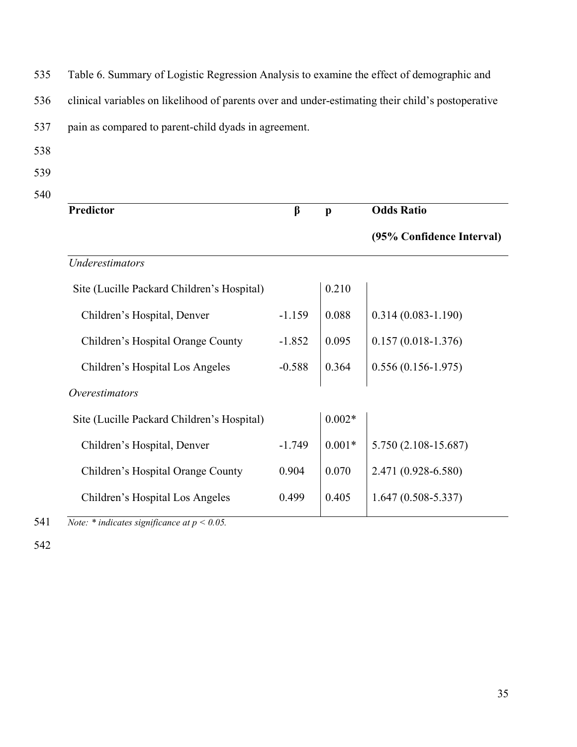Table 6. Summary of Logistic Regression Analysis to examine the effect of demographic and clinical variables on likelihood of parents over and under-estimating their child's postoperative pain as compared to parent-child dyads in agreement.

| Predictor | β | p | Odds Ratio (95% Confidence Interval) |
|---|---|---|---|
| *Underestimators* | | | |
| Site (Lucille Packard Children's Hospital) | | 0.210 | |
| Children's Hospital, Denver | -1.159 | 0.088 | 0.314 (0.083-1.190) |
| Children's Hospital Orange County | -1.852 | 0.095 | 0.157 (0.018-1.376) |
| Children's Hospital Los Angeles | -0.588 | 0.364 | 0.556 (0.156-1.975) |
| *Overestimators* | | | |
| Site (Lucille Packard Children's Hospital) | | 0.002* | |
| Children's Hospital, Denver | -1.749 | 0.001* | 5.750 (2.108-15.687) |
| Children's Hospital Orange County | 0.904 | 0.070 | 2.471 (0.928-6.580) |
| Children's Hospital Los Angeles | 0.499 | 0.405 | 1.647 (0.508-5.337) |

*Note: * indicates significance at $p < 0.05$.*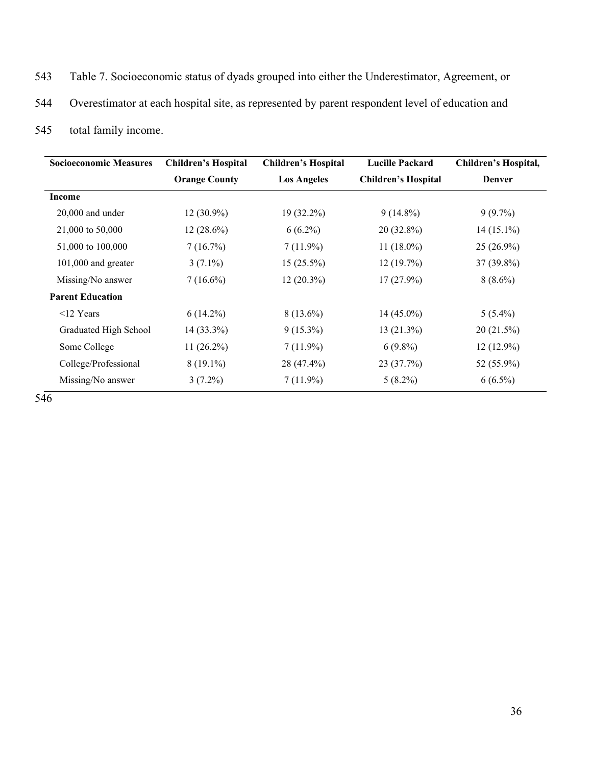Table 7. Socioeconomic status of dyads grouped into either the Underestimator, Agreement, or Overestimator at each hospital site, as represented by parent respondent level of education and total family income.

| Socioeconomic Measures | Children's Hospital Orange County | Children's Hospital Los Angeles | Lucille Packard Children's Hospital | Children's Hospital, Denver |
|---|---|---|---|---|
| **Income** | | | | |
| 20,000 and under | 12 (30.9%) | 19 (32.2%) | 9 (14.8%) | 9 (9.7%) |
| 21,000 to 50,000 | 12 (28.6%) | 6 (6.2%) | 20 (32.8%) | 14 (15.1%) |
| 51,000 to 100,000 | 7 (16.7%) | 7 (11.9%) | 11 (18.0%) | 25 (26.9%) |
| 101,000 and greater | 3 (7.1%) | 15 (25.5%) | 12 (19.7%) | 37 (39.8%) |
| Missing/No answer | 7 (16.6%) | 12 (20.3%) | 17 (27.9%) | 8 (8.6%) |
| **Parent Education** | | | | |
| <12 Years | 6 (14.2%) | 8 (13.6%) | 14 (45.0%) | 5 (5.4%) |
| Graduated High School | 14 (33.3%) | 9 (15.3%) | 13 (21.3%) | 20 (21.5%) |
| Some College | 11 (26.2%) | 7 (11.9%) | 6 (9.8%) | 12 (12.9%) |
| College/Professional | 8 (19.1%) | 28 (47.4%) | 23 (37.7%) | 52 (55.9%) |
| Missing/No answer | 3 (7.2%) | 7 (11.9%) | 5 (8.2%) | 6 (6.5%) |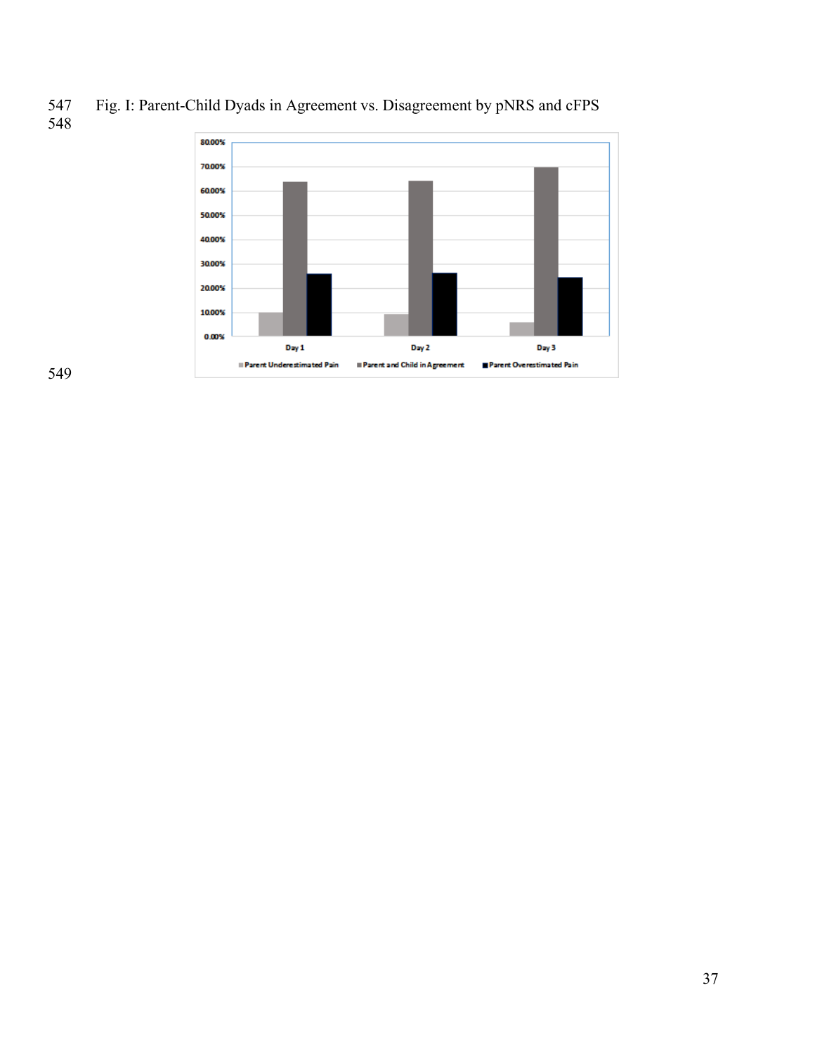Fig. I: Parent-Child Dyads in Agreement vs. Disagreement by pNRS and cFPS

80.00%
70.00%
60.00%
50.00%
40.00%
30.00%
20.00%
10.00%
0.00%

Day 1
Day 2
Day 3

Parent Underestimated Pain
Parent and Child in Agreement
Parent Overestimated Pain